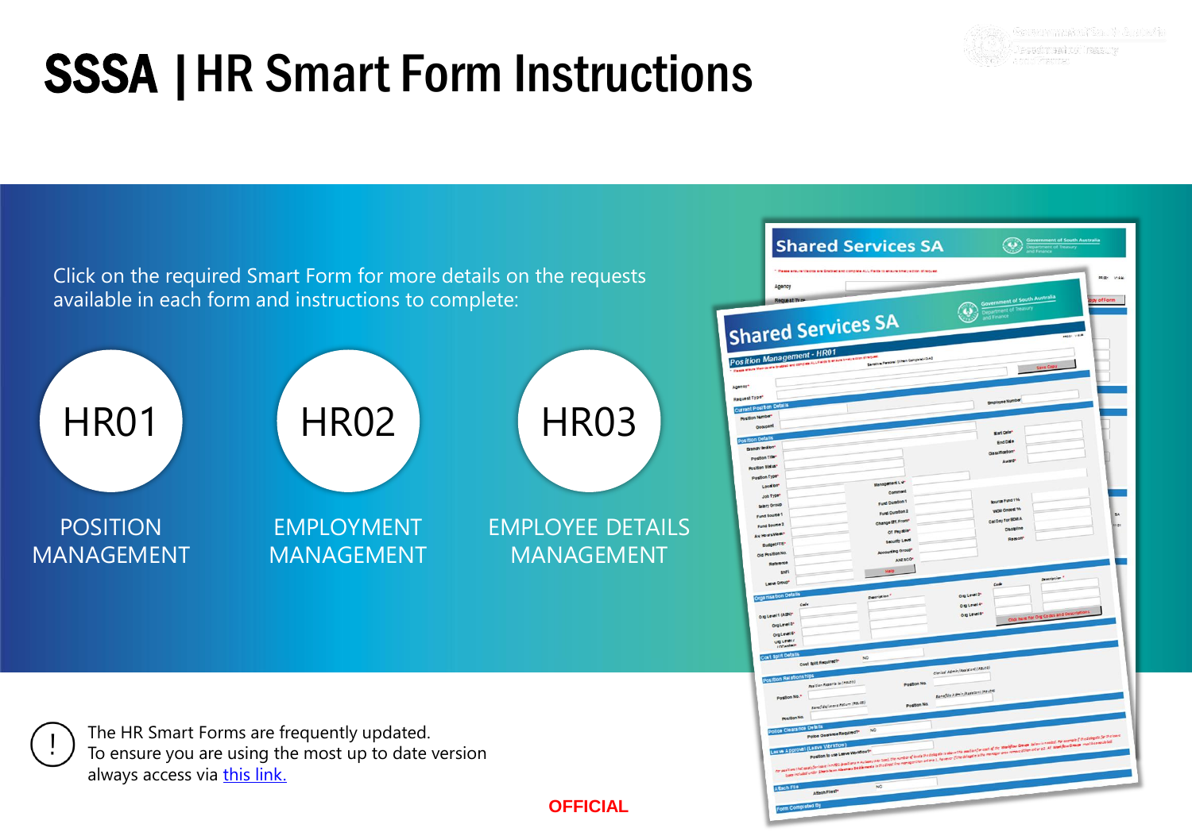# SSSA | HR Smart Form Instructions

Click on the required Smart Form for more details on the requests available in each form and instructions to complete:

**HR01**
POSITION MANAGEMENT

**HR02**
EMPLOYMENT MANAGEMENT

**HR03**
EMPLOYEE DETAILS MANAGEMENT

The HR Smart Forms are frequently updated.
To ensure you are using the most up to date version always access via [this link.]

OFFICIAL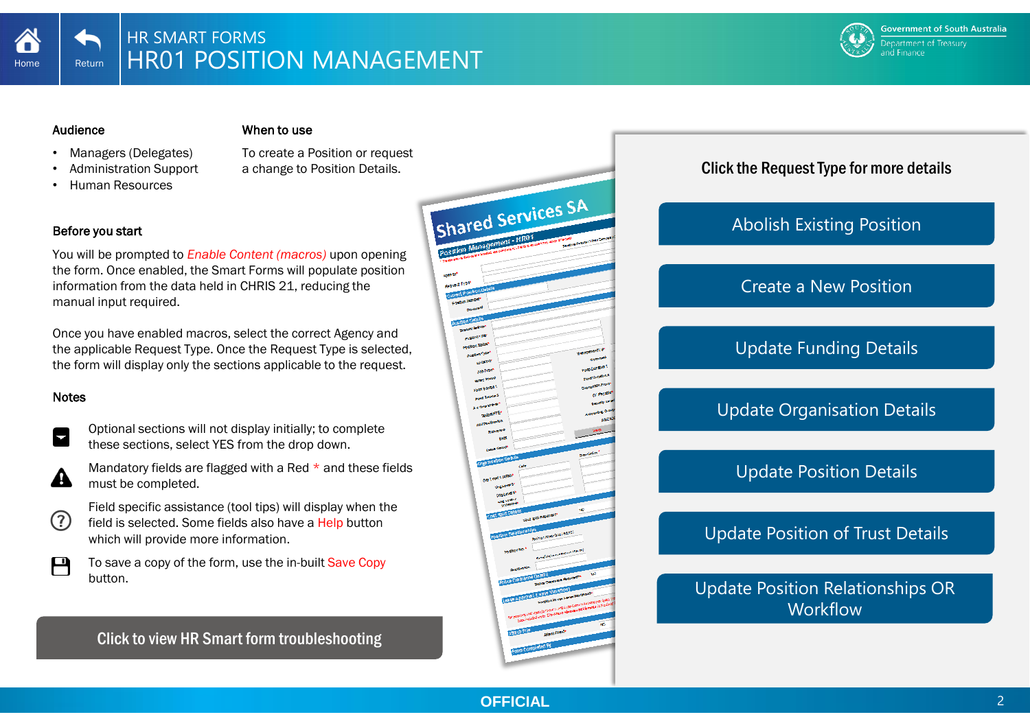# HR SMART FORMS
# HR01 POSITION MANAGEMENT

### Audience

- Managers (Delegates)
- Administration Support
- Human Resources

### When to use

To create a Position or request a change to Position Details.

### Before you start

You will be prompted to *Enable Content (macros)* upon opening the form. Once enabled, the Smart Forms will populate position information from the data held in CHRIS 21, reducing the manual input required.

Once you have enabled macros, select the correct Agency and the applicable Request Type. Once the Request Type is selected, the form will display only the sections applicable to the request.

### Notes

- Optional sections will not display initially; to complete these sections, select YES from the drop down.
- Mandatory fields are flagged with a Red * and these fields must be completed.
- Field specific assistance (tool tips) will display when the field is selected. Some fields also have a Help button which will provide more information.
- To save a copy of the form, use the in-built Save Copy button.

Click to view HR Smart form troubleshooting

## Click the Request Type for more details

- Abolish Existing Position
- Create a New Position
- Update Funding Details
- Update Organisation Details
- Update Position Details
- Update Position of Trust Details
- Update Position Relationships OR Workflow

OFFICIAL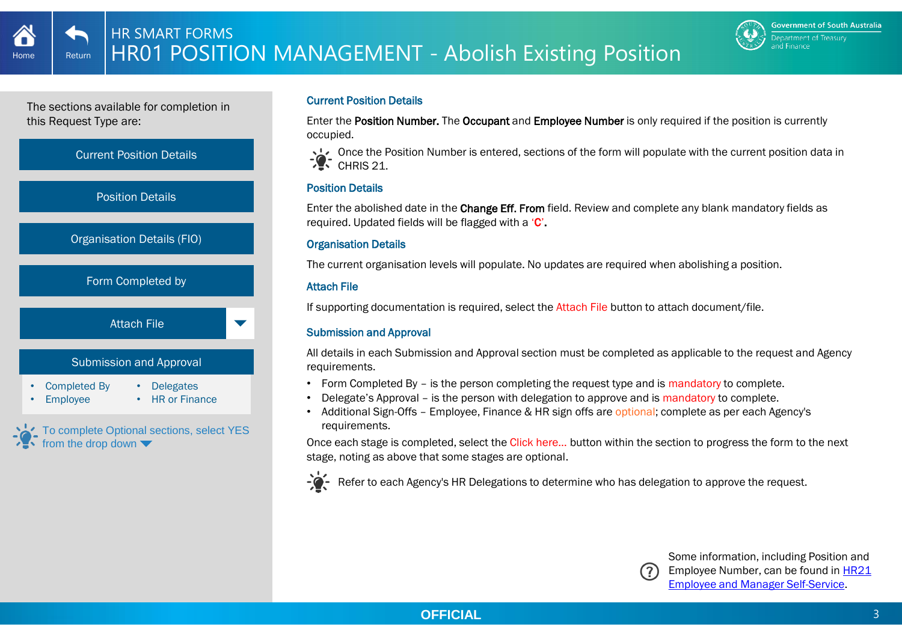# HR SMART FORMS

# HR01 POSITION MANAGEMENT - Abolish Existing Position

The sections available for completion in this Request Type are:

- Current Position Details
- Position Details
- Organisation Details (FIO)
- Form Completed by
- Attach File
- Submission and Approval
  - Completed By
  - Employee
  - Delegates
  - HR or Finance

To complete Optional sections, select YES from the drop down

## Current Position Details

Enter the **Position Number.** The **Occupant** and **Employee Number** is only required if the position is currently occupied.

Once the Position Number is entered, sections of the form will populate with the current position data in CHRIS 21.

## Position Details

Enter the abolished date in the **Change Eff. From** field. Review and complete any blank mandatory fields as required. Updated fields will be flagged with a **'C'.**

## Organisation Details

The current organisation levels will populate. No updates are required when abolishing a position.

## Attach File

If supporting documentation is required, select the Attach File button to attach document/file.

## Submission and Approval

All details in each Submission and Approval section must be completed as applicable to the request and Agency requirements.

- Form Completed By – is the person completing the request type and is mandatory to complete.
- Delegate's Approval – is the person with delegation to approve and is mandatory to complete.
- Additional Sign-Offs – Employee, Finance & HR sign offs are optional; complete as per each Agency's requirements.

Once each stage is completed, select the Click here... button within the section to progress the form to the next stage, noting as above that some stages are optional.

Refer to each Agency's HR Delegations to determine who has delegation to approve the request.

Some information, including Position and Employee Number, can be found in HR21 Employee and Manager Self-Service.

OFFICIAL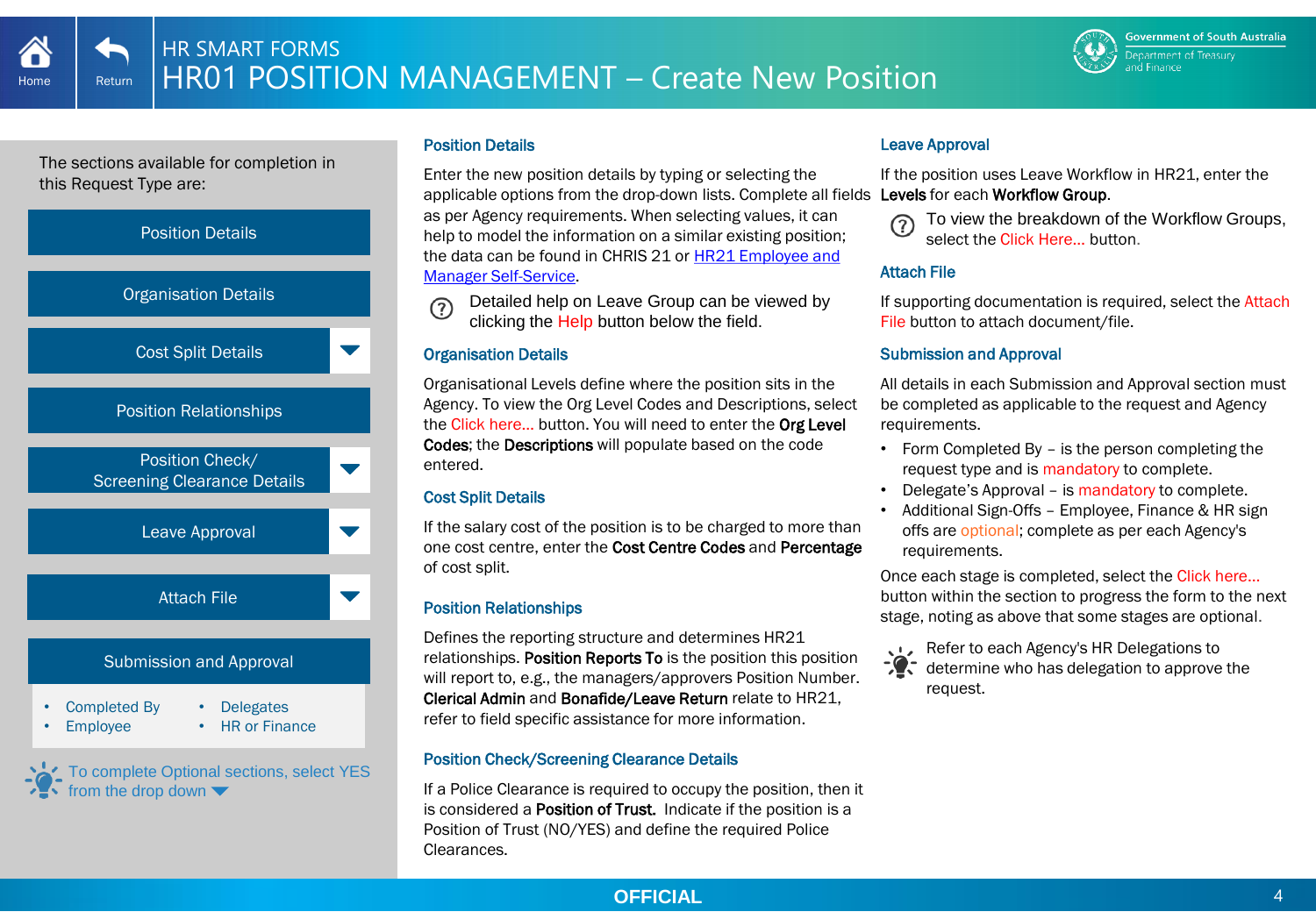# HR SMART FORMS
# HR01 POSITION MANAGEMENT – Create New Position

The sections available for completion in this Request Type are:

- Position Details
- Organisation Details
- Cost Split Details
- Position Relationships
- Position Check/ Screening Clearance Details
- Leave Approval
- Attach File
- Submission and Approval
  - Completed By
  - Employee
  - Delegates
  - HR or Finance

To complete Optional sections, select YES from the drop down

## Position Details

Enter the new position details by typing or selecting the applicable options from the drop-down lists. Complete all fields as per Agency requirements. When selecting values, it can help to model the information on a similar existing position; the data can be found in CHRIS 21 or HR21 Employee and Manager Self-Service.

Detailed help on Leave Group can be viewed by clicking the Help button below the field.

## Organisation Details

Organisational Levels define where the position sits in the Agency. To view the Org Level Codes and Descriptions, select the Click here... button. You will need to enter the **Org Level Codes**; the **Descriptions** will populate based on the code entered.

## Cost Split Details

If the salary cost of the position is to be charged to more than one cost centre, enter the **Cost Centre Codes** and **Percentage** of cost split.

## Position Relationships

Defines the reporting structure and determines HR21 relationships. **Position Reports To** is the position this position will report to, e.g., the managers/approvers Position Number. **Clerical Admin** and **Bonafide/Leave Return** relate to HR21, refer to field specific assistance for more information.

## Position Check/Screening Clearance Details

If a Police Clearance is required to occupy the position, then it is considered a **Position of Trust.** Indicate if the position is a Position of Trust (NO/YES) and define the required Police Clearances.

## Leave Approval

If the position uses Leave Workflow in HR21, enter the **Levels** for each **Workflow Group**.

To view the breakdown of the Workflow Groups, select the Click Here... button.

## Attach File

If supporting documentation is required, select the Attach File button to attach document/file.

## Submission and Approval

All details in each Submission and Approval section must be completed as applicable to the request and Agency requirements.

- Form Completed By – is the person completing the request type and is mandatory to complete.
- Delegate's Approval – is mandatory to complete.
- Additional Sign-Offs – Employee, Finance & HR sign offs are optional; complete as per each Agency's requirements.

Once each stage is completed, select the Click here... button within the section to progress the form to the next stage, noting as above that some stages are optional.

Refer to each Agency's HR Delegations to determine who has delegation to approve the request.

OFFICIAL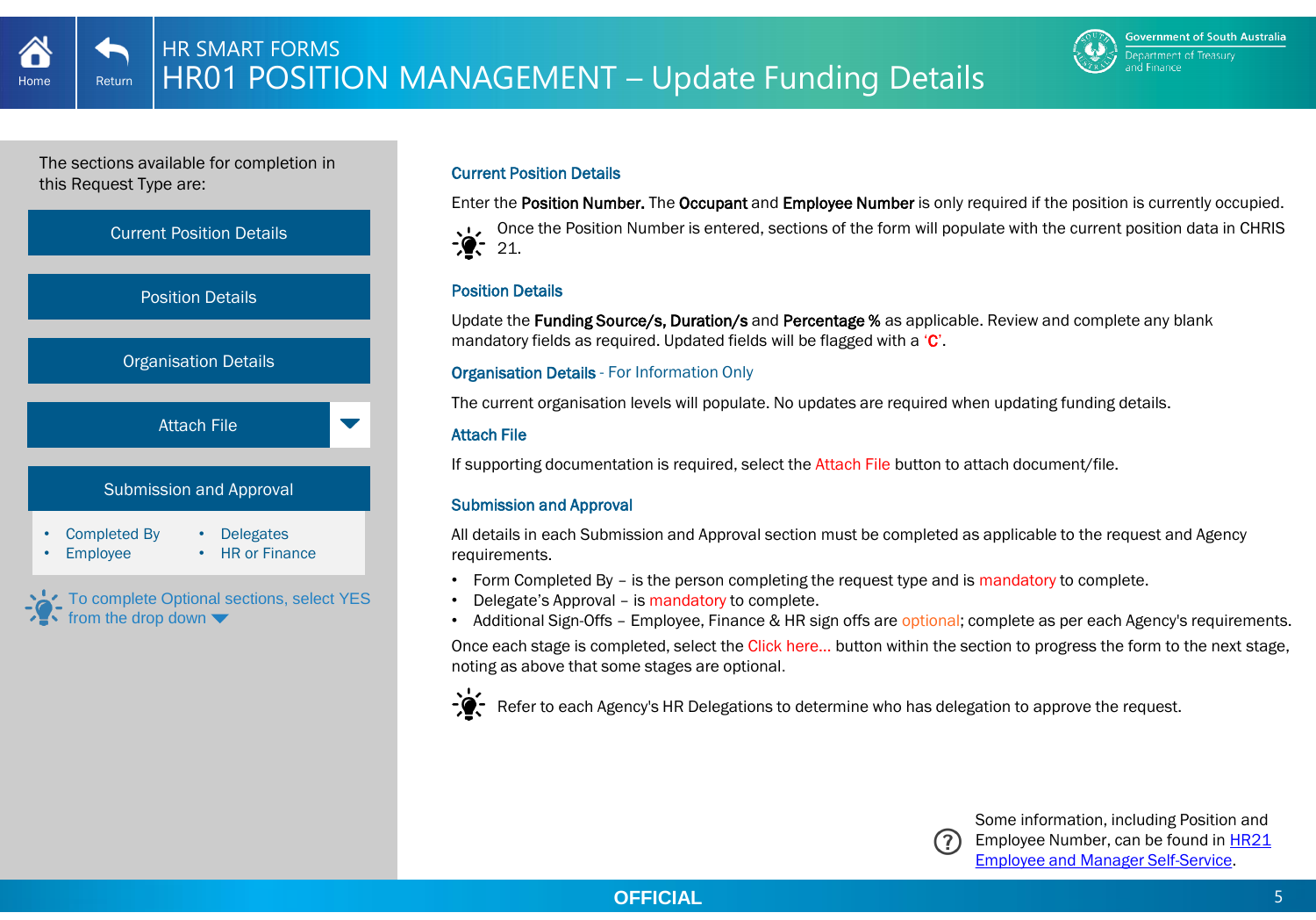# HR SMART FORMS

# HR01 POSITION MANAGEMENT – Update Funding Details

The sections available for completion in this Request Type are:

- Current Position Details
- Position Details
- Organisation Details
- Attach File
- Submission and Approval
  - Completed By
  - Employee
  - Delegates
  - HR or Finance

To complete Optional sections, select YES from the drop down

## Current Position Details

Enter the **Position Number.** The **Occupant** and **Employee Number** is only required if the position is currently occupied.

Once the Position Number is entered, sections of the form will populate with the current position data in CHRIS 21.

## Position Details

Update the **Funding Source/s, Duration/s** and **Percentage %** as applicable. Review and complete any blank mandatory fields as required. Updated fields will be flagged with a 'C'.

## Organisation Details - For Information Only

The current organisation levels will populate. No updates are required when updating funding details.

## Attach File

If supporting documentation is required, select the Attach File button to attach document/file.

## Submission and Approval

All details in each Submission and Approval section must be completed as applicable to the request and Agency requirements.

- Form Completed By – is the person completing the request type and is mandatory to complete.
- Delegate's Approval – is mandatory to complete.
- Additional Sign-Offs – Employee, Finance & HR sign offs are optional; complete as per each Agency's requirements.

Once each stage is completed, select the Click here... button within the section to progress the form to the next stage, noting as above that some stages are optional.

Refer to each Agency's HR Delegations to determine who has delegation to approve the request.

Some information, including Position and Employee Number, can be found in HR21 Employee and Manager Self-Service.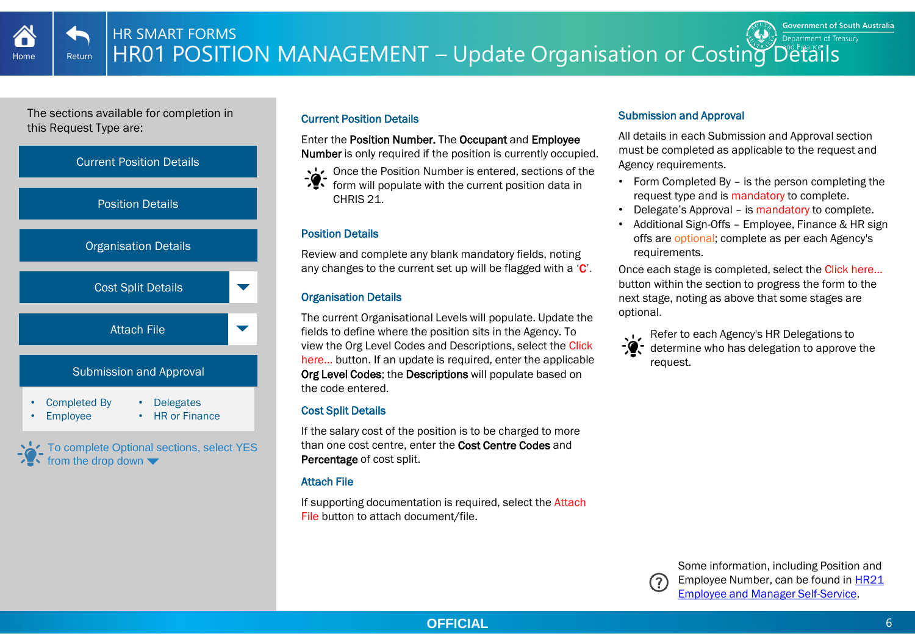# HR SMART FORMS
# HR01 POSITION MANAGEMENT – Update Organisation or Costing Details

The sections available for completion in this Request Type are:

- Current Position Details
- Position Details
- Organisation Details
- Cost Split Details
- Attach File
- Submission and Approval
  - Completed By
  - Employee
  - Delegates
  - HR or Finance

To complete Optional sections, select YES from the drop down

## Current Position Details

Enter the **Position Number.** The **Occupant** and **Employee Number** is only required if the position is currently occupied.

Once the Position Number is entered, sections of the form will populate with the current position data in CHRIS 21.

## Position Details

Review and complete any blank mandatory fields, noting any changes to the current set up will be flagged with a '**C**'.

## Organisation Details

The current Organisational Levels will populate. Update the fields to define where the position sits in the Agency. To view the Org Level Codes and Descriptions, select the Click here... button. If an update is required, enter the applicable **Org Level Codes**; the **Descriptions** will populate based on the code entered.

## Cost Split Details

If the salary cost of the position is to be charged to more than one cost centre, enter the **Cost Centre Codes** and **Percentage** of cost split.

## Attach File

If supporting documentation is required, select the Attach File button to attach document/file.

## Submission and Approval

All details in each Submission and Approval section must be completed as applicable to the request and Agency requirements.

- Form Completed By – is the person completing the request type and is mandatory to complete.
- Delegate's Approval – is mandatory to complete.
- Additional Sign-Offs – Employee, Finance & HR sign offs are optional; complete as per each Agency's requirements.

Once each stage is completed, select the Click here... button within the section to progress the form to the next stage, noting as above that some stages are optional.

Refer to each Agency's HR Delegations to determine who has delegation to approve the request.

Some information, including Position and Employee Number, can be found in HR21 Employee and Manager Self-Service.

OFFICIAL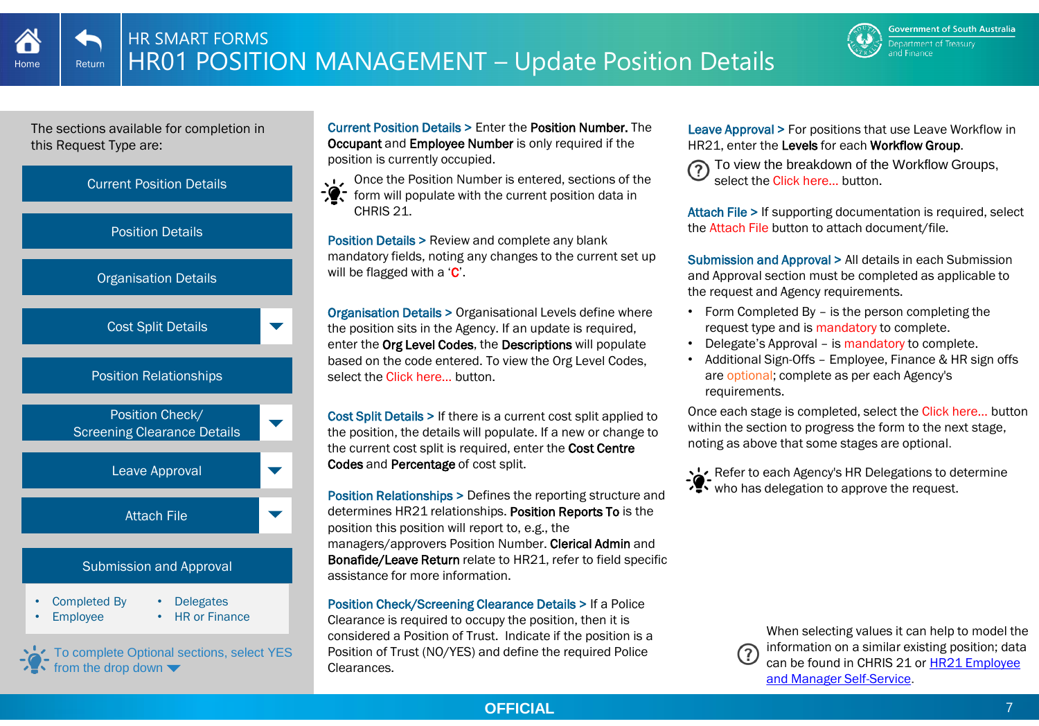# HR SMART FORMS

# HR01 POSITION MANAGEMENT – Update Position Details

The sections available for completion in this Request Type are:

- Current Position Details
- Position Details
- Organisation Details
- Cost Split Details
- Position Relationships
- Position Check/ Screening Clearance Details
- Leave Approval
- Attach File
- Submission and Approval
  - Completed By
  - Employee
  - Delegates
  - HR or Finance

To complete Optional sections, select YES from the drop down

**Current Position Details >** Enter the **Position Number.** The **Occupant** and **Employee Number** is only required if the position is currently occupied.

Once the Position Number is entered, sections of the form will populate with the current position data in CHRIS 21.

**Position Details >** Review and complete any blank mandatory fields, noting any changes to the current set up will be flagged with a '**C**'.

**Organisation Details >** Organisational Levels define where the position sits in the Agency. If an update is required, enter the **Org Level Codes**, the **Descriptions** will populate based on the code entered. To view the Org Level Codes, select the Click here... button.

**Cost Split Details >** If there is a current cost split applied to the position, the details will populate. If a new or change to the current cost split is required, enter the **Cost Centre Codes** and **Percentage** of cost split.

**Position Relationships >** Defines the reporting structure and determines HR21 relationships. **Position Reports To** is the position this position will report to, e.g., the managers/approvers Position Number. **Clerical Admin** and **Bonafide/Leave Return** relate to HR21, refer to field specific assistance for more information.

**Position Check/Screening Clearance Details >** If a Police Clearance is required to occupy the position, then it is considered a Position of Trust. Indicate if the position is a Position of Trust (NO/YES) and define the required Police Clearances.

**Leave Approval >** For positions that use Leave Workflow in HR21, enter the **Levels** for each **Workflow Group**.

To view the breakdown of the Workflow Groups, select the Click here... button.

**Attach File >** If supporting documentation is required, select the Attach File button to attach document/file.

**Submission and Approval >** All details in each Submission and Approval section must be completed as applicable to the request and Agency requirements.

- Form Completed By – is the person completing the request type and is mandatory to complete.
- Delegate's Approval – is mandatory to complete.
- Additional Sign-Offs – Employee, Finance & HR sign offs are optional; complete as per each Agency's requirements.

Once each stage is completed, select the Click here... button within the section to progress the form to the next stage, noting as above that some stages are optional.

Refer to each Agency's HR Delegations to determine who has delegation to approve the request.

When selecting values it can help to model the information on a similar existing position; data can be found in CHRIS 21 or HR21 Employee and Manager Self-Service.

OFFICIAL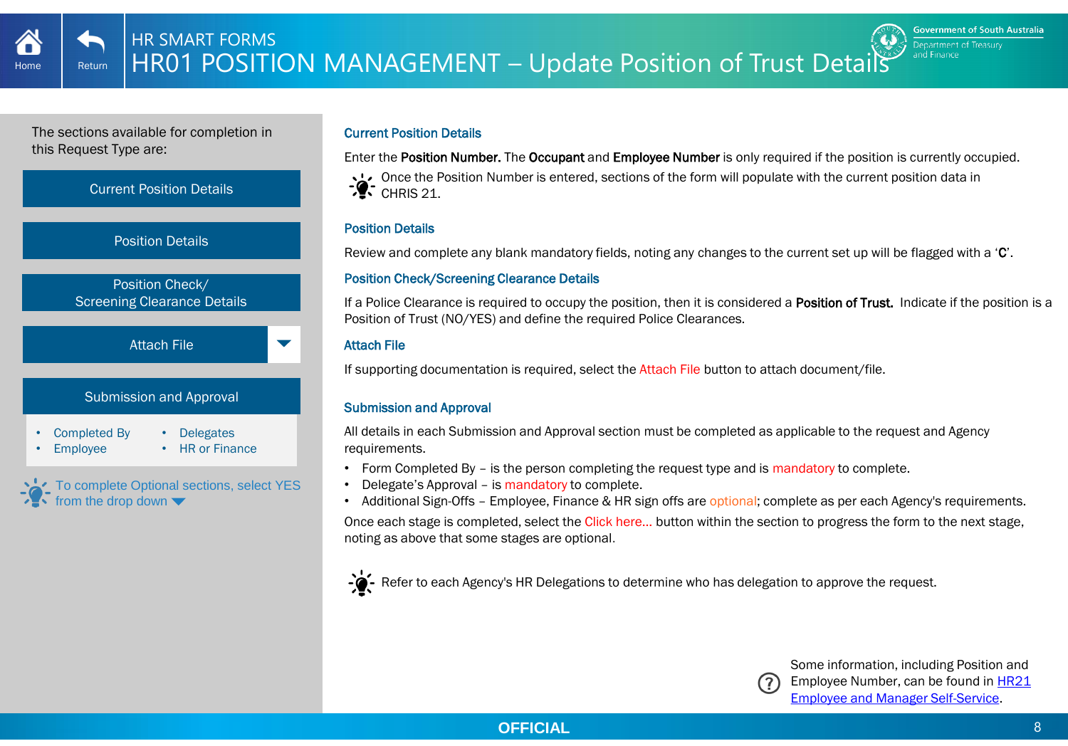HR SMART FORMS

# HR01 POSITION MANAGEMENT – Update Position of Trust Details

The sections available for completion in this Request Type are:

- Current Position Details
- Position Details
- Position Check/ Screening Clearance Details
- Attach File
- Submission and Approval
  - Completed By
  - Employee
  - Delegates
  - HR or Finance

To complete Optional sections, select YES from the drop down

## Current Position Details

Enter the **Position Number.** The **Occupant** and **Employee Number** is only required if the position is currently occupied.

Once the Position Number is entered, sections of the form will populate with the current position data in CHRIS 21.

## Position Details

Review and complete any blank mandatory fields, noting any changes to the current set up will be flagged with a '**C**'.

## Position Check/Screening Clearance Details

If a Police Clearance is required to occupy the position, then it is considered a **Position of Trust.** Indicate if the position is a Position of Trust (NO/YES) and define the required Police Clearances.

## Attach File

If supporting documentation is required, select the Attach File button to attach document/file.

## Submission and Approval

All details in each Submission and Approval section must be completed as applicable to the request and Agency requirements.

- Form Completed By – is the person completing the request type and is mandatory to complete.
- Delegate's Approval – is mandatory to complete.
- Additional Sign-Offs – Employee, Finance & HR sign offs are optional; complete as per each Agency's requirements.

Once each stage is completed, select the Click here... button within the section to progress the form to the next stage, noting as above that some stages are optional.

Refer to each Agency's HR Delegations to determine who has delegation to approve the request.

Some information, including Position and Employee Number, can be found in HR21 Employee and Manager Self-Service.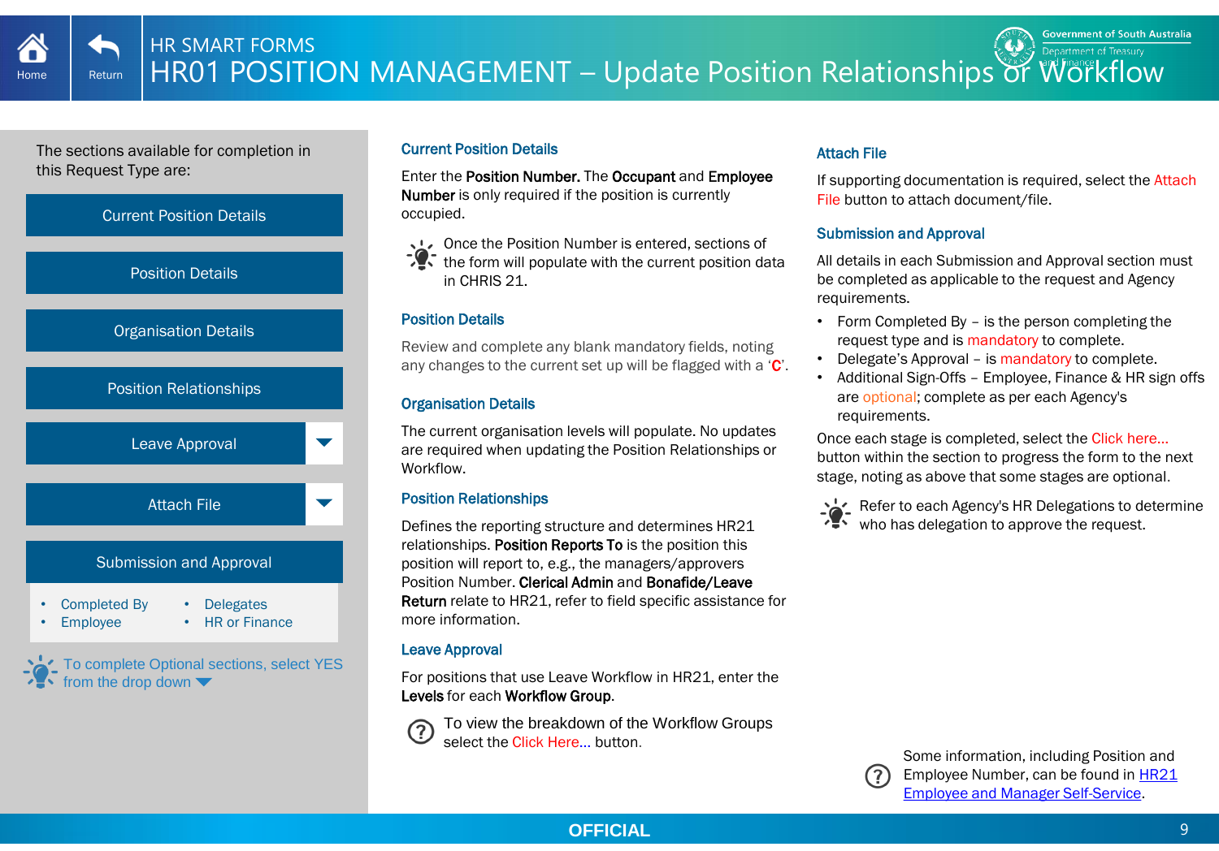# HR SMART FORMS

# HR01 POSITION MANAGEMENT – Update Position Relationships or Workflow

The sections available for completion in this Request Type are:

- Current Position Details
- Position Details
- Organisation Details
- Position Relationships
- Leave Approval
- Attach File
- Submission and Approval
  - Completed By
  - Employee
  - Delegates
  - HR or Finance

To complete Optional sections, select YES from the drop down

## Current Position Details

Enter the **Position Number.** The **Occupant** and **Employee Number** is only required if the position is currently occupied.

Once the Position Number is entered, sections of the form will populate with the current position data in CHRIS 21.

## Position Details

Review and complete any blank mandatory fields, noting any changes to the current set up will be flagged with a '**C**'.

## Organisation Details

The current organisation levels will populate. No updates are required when updating the Position Relationships or Workflow.

## Position Relationships

Defines the reporting structure and determines HR21 relationships. **Position Reports To** is the position this position will report to, e.g., the managers/approvers Position Number. **Clerical Admin** and **Bonafide/Leave Return** relate to HR21, refer to field specific assistance for more information.

## Leave Approval

For positions that use Leave Workflow in HR21, enter the **Levels** for each **Workflow Group**.

To view the breakdown of the Workflow Groups select the Click Here... button.

## Attach File

If supporting documentation is required, select the Attach File button to attach document/file.

## Submission and Approval

All details in each Submission and Approval section must be completed as applicable to the request and Agency requirements.

- Form Completed By – is the person completing the request type and is mandatory to complete.
- Delegate's Approval – is mandatory to complete.
- Additional Sign-Offs – Employee, Finance & HR sign offs are optional; complete as per each Agency's requirements.

Once each stage is completed, select the Click here... button within the section to progress the form to the next stage, noting as above that some stages are optional.

Refer to each Agency's HR Delegations to determine who has delegation to approve the request.

Some information, including Position and Employee Number, can be found in HR21 Employee and Manager Self-Service.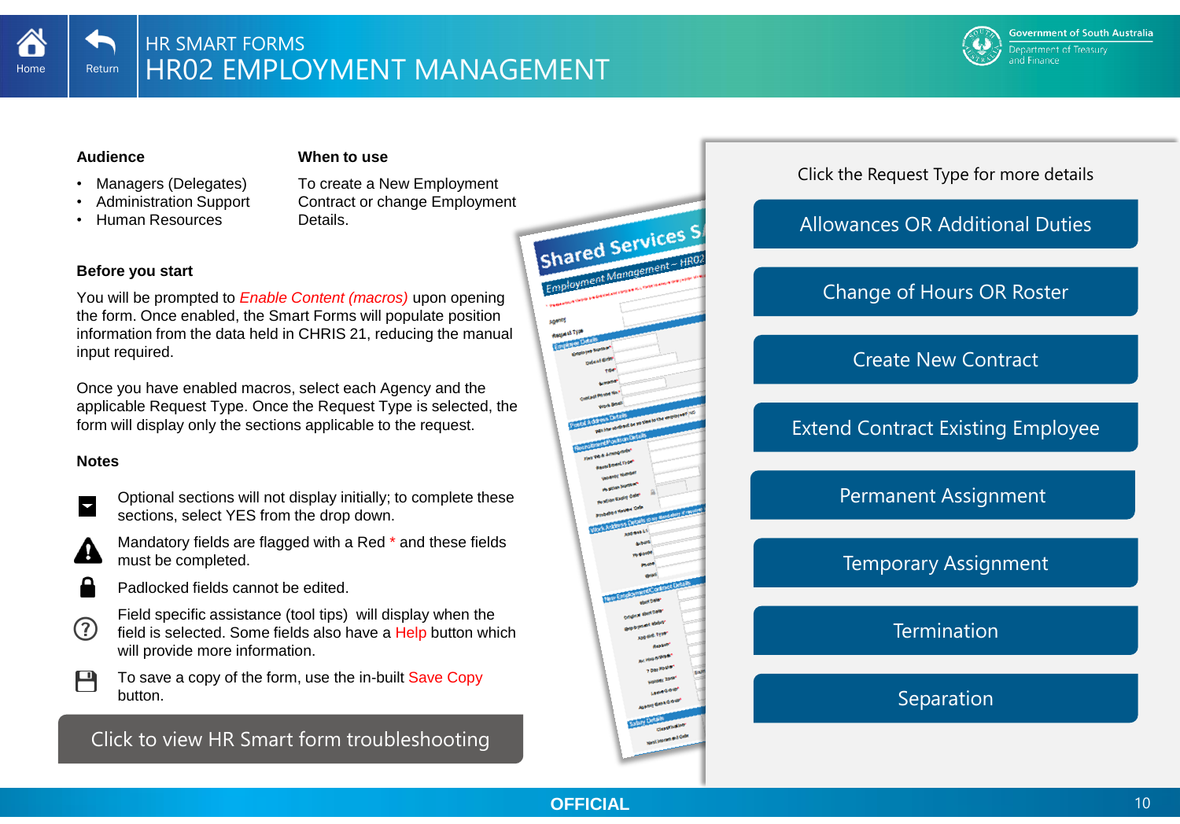# HR SMART FORMS
# HR02 EMPLOYMENT MANAGEMENT

**Audience**

- Managers (Delegates)
- Administration Support
- Human Resources

**When to use**

To create a New Employment Contract or change Employment Details.

**Before you start**

You will be prompted to *Enable Content (macros)* upon opening the form. Once enabled, the Smart Forms will populate position information from the data held in CHRIS 21, reducing the manual input required.

Once you have enabled macros, select each Agency and the applicable Request Type. Once the Request Type is selected, the form will display only the sections applicable to the request.

**Notes**

Optional sections will not display initially; to complete these sections, select YES from the drop down.

Mandatory fields are flagged with a Red * and these fields must be completed.

Padlocked fields cannot be edited.

Field specific assistance (tool tips) will display when the field is selected. Some fields also have a Help button which will provide more information.

To save a copy of the form, use the in-built Save Copy button.

Click to view HR Smart form troubleshooting

Click the Request Type for more details

- Allowances OR Additional Duties
- Change of Hours OR Roster
- Create New Contract
- Extend Contract Existing Employee
- Permanent Assignment
- Temporary Assignment
- Termination
- Separation

OFFICIAL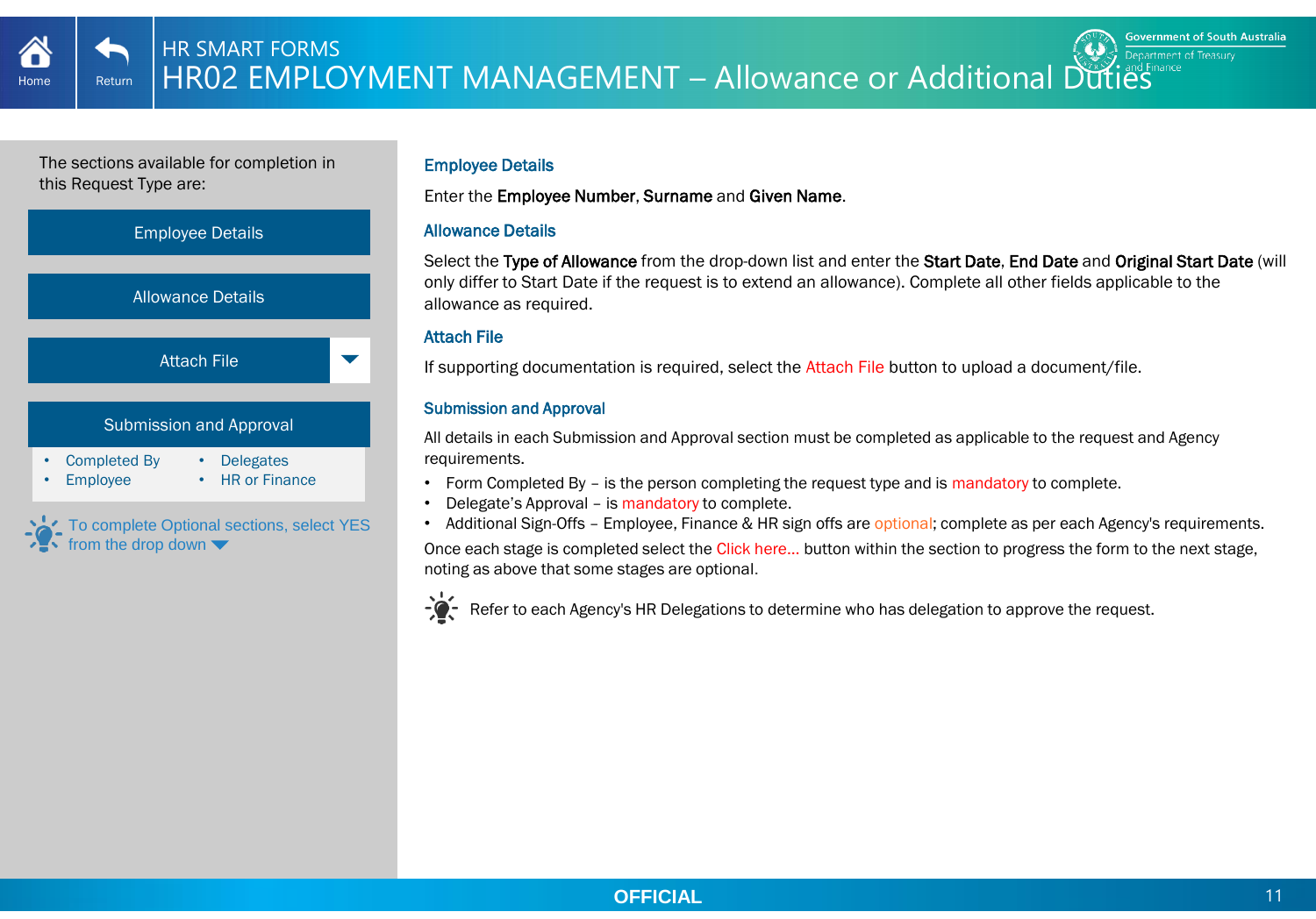# HR SMART FORMS

# HR02 EMPLOYMENT MANAGEMENT – Allowance or Additional Duties

The sections available for completion in this Request Type are:

- Employee Details
- Allowance Details
- Attach File
- Submission and Approval
  - Completed By
  - Employee
  - Delegates
  - HR or Finance

To complete Optional sections, select YES from the drop down

## Employee Details

Enter the **Employee Number**, **Surname** and **Given Name**.

## Allowance Details

Select the **Type of Allowance** from the drop-down list and enter the **Start Date**, **End Date** and **Original Start Date** (will only differ to Start Date if the request is to extend an allowance). Complete all other fields applicable to the allowance as required.

## Attach File

If supporting documentation is required, select the Attach File button to upload a document/file.

## Submission and Approval

All details in each Submission and Approval section must be completed as applicable to the request and Agency requirements.

- Form Completed By – is the person completing the request type and is mandatory to complete.
- Delegate's Approval – is mandatory to complete.
- Additional Sign-Offs – Employee, Finance & HR sign offs are optional; complete as per each Agency's requirements.

Once each stage is completed select the Click here... button within the section to progress the form to the next stage, noting as above that some stages are optional.

Refer to each Agency's HR Delegations to determine who has delegation to approve the request.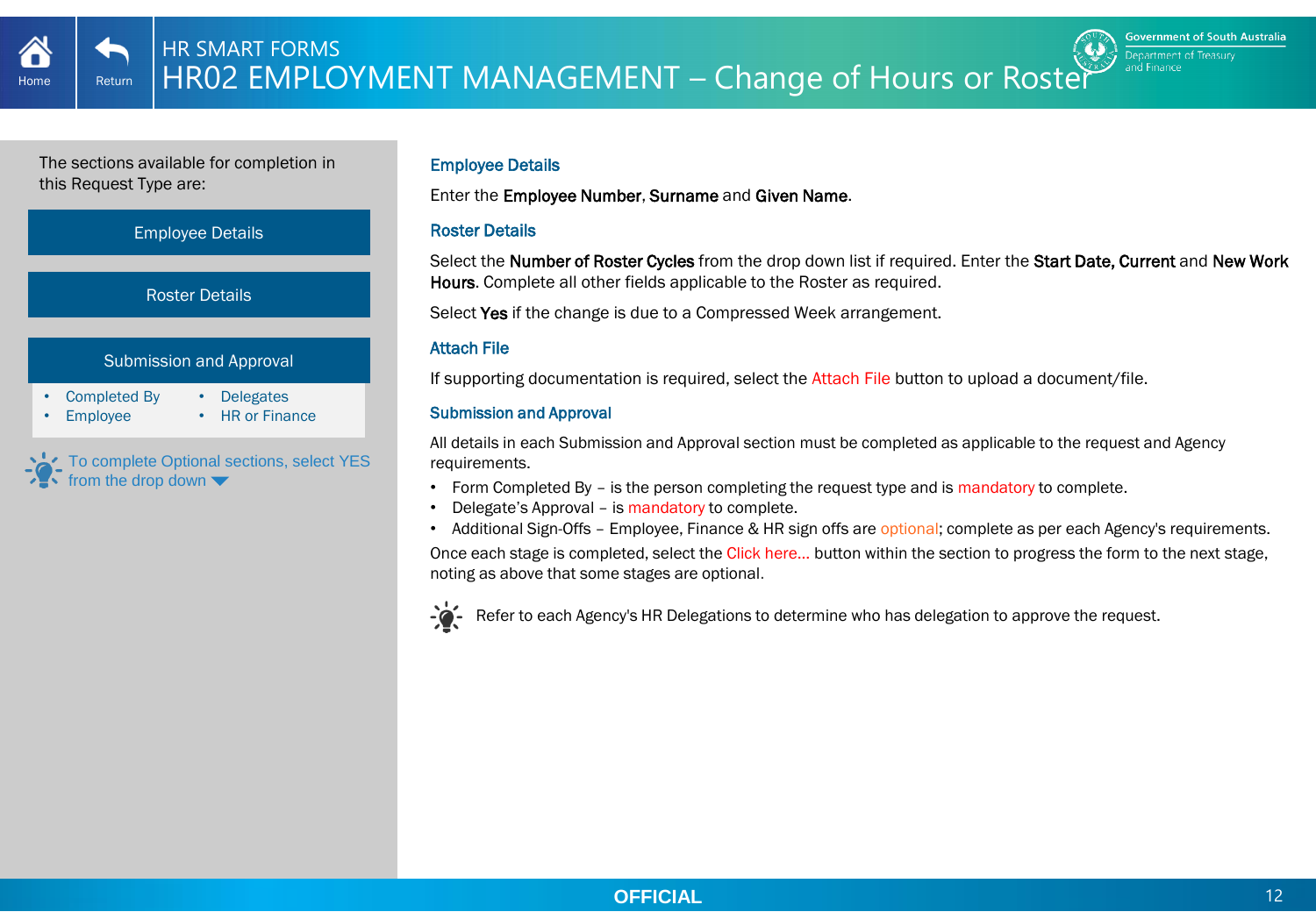# HR SMART FORMS

## HR02 EMPLOYMENT MANAGEMENT – Change of Hours or Roster

The sections available for completion in this Request Type are:

- Employee Details
- Roster Details
- Submission and Approval
  - Completed By
  - Delegates
  - Employee
  - HR or Finance

To complete Optional sections, select YES from the drop down

### Employee Details

Enter the **Employee Number**, **Surname** and **Given Name**.

### Roster Details

Select the **Number of Roster Cycles** from the drop down list if required. Enter the **Start Date, Current** and **New Work Hours**. Complete all other fields applicable to the Roster as required.

Select **Yes** if the change is due to a Compressed Week arrangement.

### Attach File

If supporting documentation is required, select the Attach File button to upload a document/file.

### Submission and Approval

All details in each Submission and Approval section must be completed as applicable to the request and Agency requirements.

- Form Completed By – is the person completing the request type and is mandatory to complete.
- Delegate's Approval – is mandatory to complete.
- Additional Sign-Offs – Employee, Finance & HR sign offs are optional; complete as per each Agency's requirements.

Once each stage is completed, select the Click here... button within the section to progress the form to the next stage, noting as above that some stages are optional.

Refer to each Agency's HR Delegations to determine who has delegation to approve the request.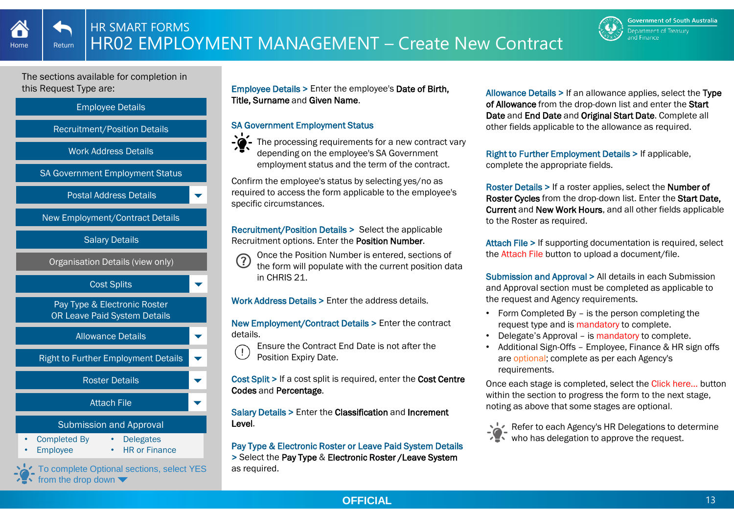# HR SMART FORMS

# HR02 EMPLOYMENT MANAGEMENT – Create New Contract

The sections available for completion in this Request Type are:

- Employee Details
- Recruitment/Position Details
- Work Address Details
- SA Government Employment Status
- Postal Address Details
- New Employment/Contract Details
- Salary Details
- Organisation Details (view only)
- Cost Splits
- Pay Type & Electronic Roster OR Leave Paid System Details
- Allowance Details
- Right to Further Employment Details
- Roster Details
- Attach File
- Submission and Approval
  - Completed By
  - Delegates
  - Employee
  - HR or Finance

To complete Optional sections, select YES from the drop down

**Employee Details >** Enter the employee's **Date of Birth, Title, Surname** and **Given Name**.

**SA Government Employment Status**

The processing requirements for a new contract vary depending on the employee's SA Government employment status and the term of the contract.

Confirm the employee's status by selecting yes/no as required to access the form applicable to the employee's specific circumstances.

**Recruitment/Position Details >** Select the applicable Recruitment options. Enter the **Position Number**.

Once the Position Number is entered, sections of the form will populate with the current position data in CHRIS 21.

**Work Address Details >** Enter the address details.

**New Employment/Contract Details >** Enter the contract details.

Ensure the Contract End Date is not after the Position Expiry Date.

**Cost Split >** If a cost split is required, enter the **Cost Centre Codes** and **Percentage**.

**Salary Details >** Enter the **Classification** and **Increment Level**.

**Pay Type & Electronic Roster or Leave Paid System Details >** Select the **Pay Type** & **Electronic Roster /Leave System** as required.

**Allowance Details >** If an allowance applies, select the **Type of Allowance** from the drop-down list and enter the **Start Date** and **End Date** and **Original Start Date**. Complete all other fields applicable to the allowance as required.

**Right to Further Employment Details >** If applicable, complete the appropriate fields.

**Roster Details >** If a roster applies, select the **Number of Roster Cycles** from the drop-down list. Enter the **Start Date, Current** and **New Work Hours**, and all other fields applicable to the Roster as required.

**Attach File >** If supporting documentation is required, select the Attach File button to upload a document/file.

**Submission and Approval >** All details in each Submission and Approval section must be completed as applicable to the request and Agency requirements.

- Form Completed By – is the person completing the request type and is mandatory to complete.
- Delegate's Approval – is mandatory to complete.
- Additional Sign-Offs – Employee, Finance & HR sign offs are optional; complete as per each Agency's requirements.

Once each stage is completed, select the Click here... button within the section to progress the form to the next stage, noting as above that some stages are optional.

Refer to each Agency's HR Delegations to determine who has delegation to approve the request.

OFFICIAL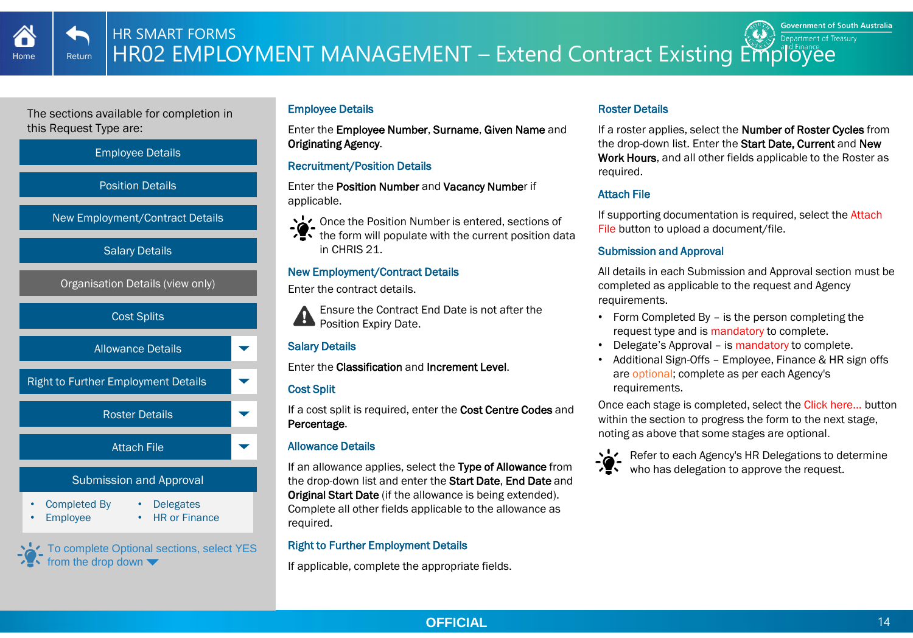# HR SMART FORMS

# HR02 EMPLOYMENT MANAGEMENT – Extend Contract Existing Employee

The sections available for completion in this Request Type are:

- Employee Details
- Position Details
- New Employment/Contract Details
- Salary Details
- Organisation Details (view only)
- Cost Splits
- Allowance Details
- Right to Further Employment Details
- Roster Details
- Attach File
- Submission and Approval
  - Completed By
  - Employee
  - Delegates
  - HR or Finance

To complete Optional sections, select YES from the drop down

## Employee Details

Enter the **Employee Number**, **Surname**, **Given Name** and **Originating Agency**.

## Recruitment/Position Details

Enter the **Position Number** and **Vacancy Number** if applicable.

Once the Position Number is entered, sections of the form will populate with the current position data in CHRIS 21.

## New Employment/Contract Details

Enter the contract details.

Ensure the Contract End Date is not after the Position Expiry Date.

## Salary Details

Enter the **Classification** and **Increment Level**.

## Cost Split

If a cost split is required, enter the **Cost Centre Codes** and **Percentage**.

## Allowance Details

If an allowance applies, select the **Type of Allowance** from the drop-down list and enter the **Start Date**, **End Date** and **Original Start Date** (if the allowance is being extended). Complete all other fields applicable to the allowance as required.

## Right to Further Employment Details

If applicable, complete the appropriate fields.

## Roster Details

If a roster applies, select the **Number of Roster Cycles** from the drop-down list. Enter the **Start Date, Current** and **New Work Hours**, and all other fields applicable to the Roster as required.

## Attach File

If supporting documentation is required, select the Attach File button to upload a document/file.

## Submission and Approval

All details in each Submission and Approval section must be completed as applicable to the request and Agency requirements.

- Form Completed By – is the person completing the request type and is mandatory to complete.
- Delegate's Approval – is mandatory to complete.
- Additional Sign-Offs – Employee, Finance & HR sign offs are optional; complete as per each Agency's requirements.

Once each stage is completed, select the Click here... button within the section to progress the form to the next stage, noting as above that some stages are optional.

Refer to each Agency's HR Delegations to determine who has delegation to approve the request.

OFFICIAL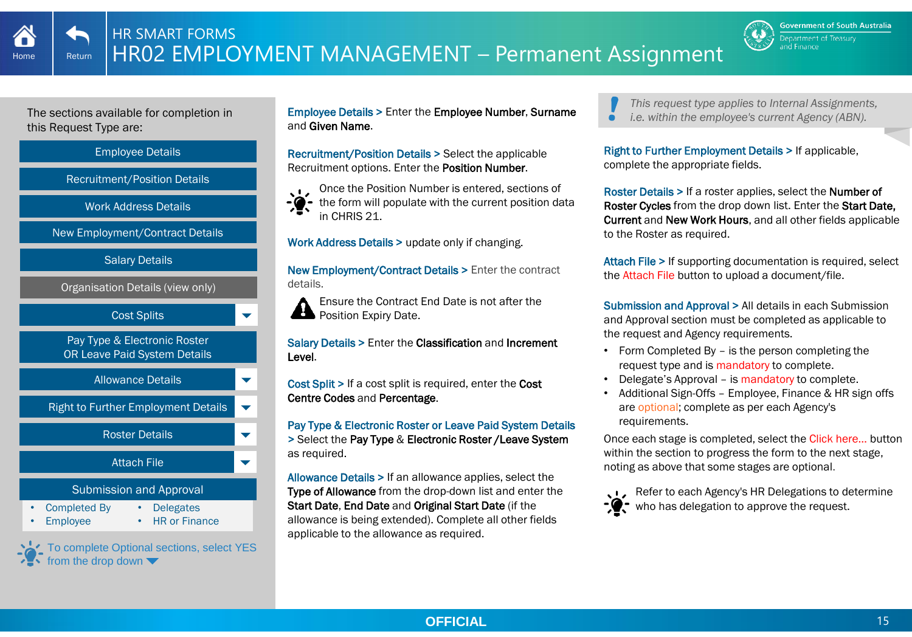# HR SMART FORMS

## HR02 EMPLOYMENT MANAGEMENT – Permanent Assignment

The sections available for completion in this Request Type are:

- Employee Details
- Recruitment/Position Details
- Work Address Details
- New Employment/Contract Details
- Salary Details
- Organisation Details (view only)
- Cost Splits
- Pay Type & Electronic Roster OR Leave Paid System Details
- Allowance Details
- Right to Further Employment Details
- Roster Details
- Attach File
- Submission and Approval
  - Completed By
  - Employee
  - Delegates
  - HR or Finance

To complete Optional sections, select YES from the drop down

**Employee Details >** Enter the **Employee Number**, **Surname** and **Given Name**.

**Recruitment/Position Details >** Select the applicable Recruitment options. Enter the **Position Number**.

Once the Position Number is entered, sections of the form will populate with the current position data in CHRIS 21.

**Work Address Details >** update only if changing.

**New Employment/Contract Details >** Enter the contract details.

Ensure the Contract End Date is not after the Position Expiry Date.

**Salary Details >** Enter the **Classification** and **Increment Level**.

**Cost Split >** If a cost split is required, enter the **Cost Centre Codes** and **Percentage**.

**Pay Type & Electronic Roster or Leave Paid System Details >** Select the **Pay Type** & **Electronic Roster /Leave System** as required.

**Allowance Details >** If an allowance applies, select the **Type of Allowance** from the drop-down list and enter the **Start Date**, **End Date** and **Original Start Date** (if the allowance is being extended). Complete all other fields applicable to the allowance as required.

*This request type applies to Internal Assignments, i.e. within the employee's current Agency (ABN).*

**Right to Further Employment Details >** If applicable, complete the appropriate fields.

**Roster Details >** If a roster applies, select the **Number of Roster Cycles** from the drop down list. Enter the **Start Date**, **Current** and **New Work Hours**, and all other fields applicable to the Roster as required.

**Attach File >** If supporting documentation is required, select the Attach File button to upload a document/file.

**Submission and Approval >** All details in each Submission and Approval section must be completed as applicable to the request and Agency requirements.

- Form Completed By – is the person completing the request type and is mandatory to complete.
- Delegate's Approval – is mandatory to complete.
- Additional Sign-Offs – Employee, Finance & HR sign offs are optional; complete as per each Agency's requirements.

Once each stage is completed, select the Click here... button within the section to progress the form to the next stage, noting as above that some stages are optional.

Refer to each Agency's HR Delegations to determine who has delegation to approve the request.

OFFICIAL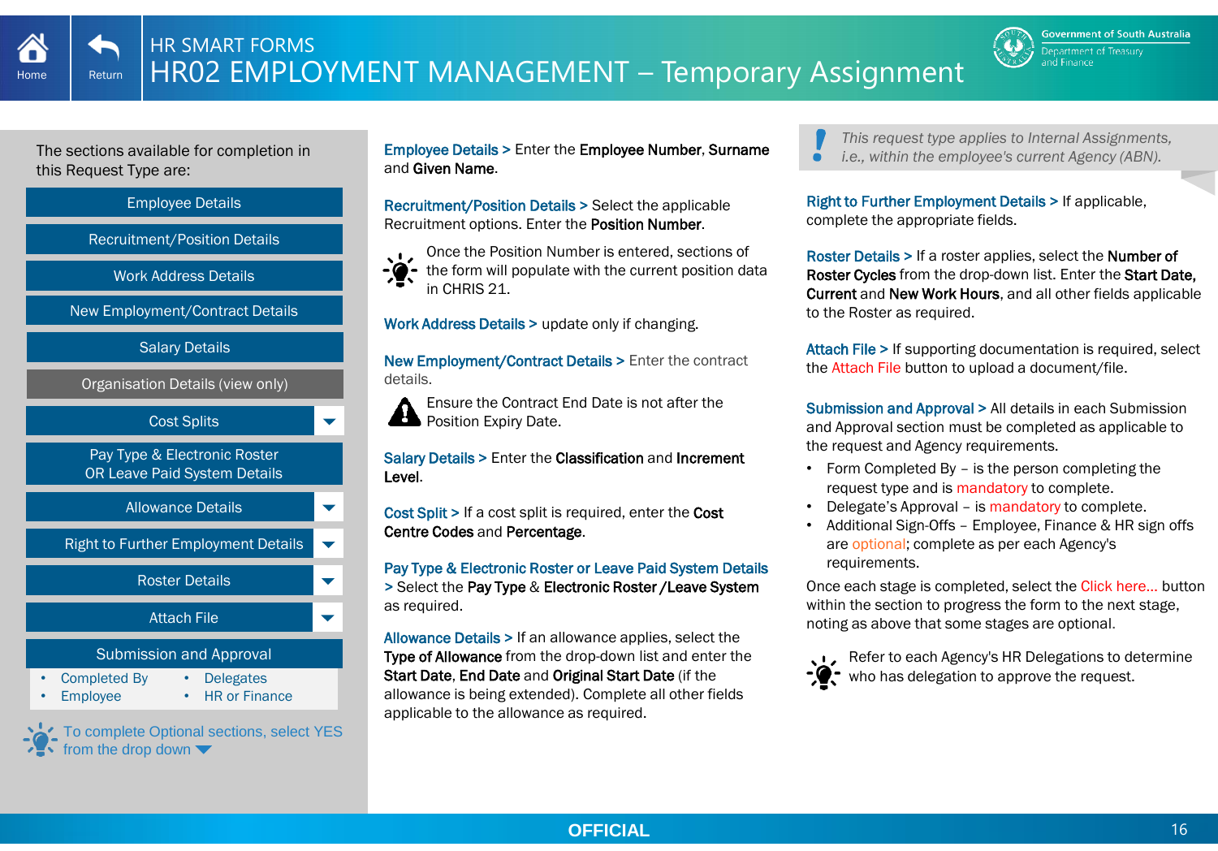# HR SMART FORMS

# HR02 EMPLOYMENT MANAGEMENT – Temporary Assignment

The sections available for completion in this Request Type are:

- Employee Details
- Recruitment/Position Details
- Work Address Details
- New Employment/Contract Details
- Salary Details
- Organisation Details (view only)
- Cost Splits
- Pay Type & Electronic Roster OR Leave Paid System Details
- Allowance Details
- Right to Further Employment Details
- Roster Details
- Attach File
- Submission and Approval
  - Completed By
  - Employee
  - Delegates
  - HR or Finance

To complete Optional sections, select YES from the drop down

**Employee Details >** Enter the **Employee Number**, **Surname** and **Given Name**.

**Recruitment/Position Details >** Select the applicable Recruitment options. Enter the **Position Number**.

Once the Position Number is entered, sections of the form will populate with the current position data in CHRIS 21.

**Work Address Details >** update only if changing.

**New Employment/Contract Details >** Enter the contract details.

Ensure the Contract End Date is not after the Position Expiry Date.

**Salary Details >** Enter the **Classification** and **Increment Level**.

**Cost Split >** If a cost split is required, enter the **Cost Centre Codes** and **Percentage**.

**Pay Type & Electronic Roster or Leave Paid System Details >** Select the **Pay Type** & **Electronic Roster /Leave System** as required.

**Allowance Details >** If an allowance applies, select the **Type of Allowance** from the drop-down list and enter the **Start Date**, **End Date** and **Original Start Date** (if the allowance is being extended). Complete all other fields applicable to the allowance as required.

*This request type applies to Internal Assignments, i.e., within the employee's current Agency (ABN).*

**Right to Further Employment Details >** If applicable, complete the appropriate fields.

**Roster Details >** If a roster applies, select the **Number of Roster Cycles** from the drop-down list. Enter the **Start Date, Current** and **New Work Hours**, and all other fields applicable to the Roster as required.

**Attach File >** If supporting documentation is required, select the Attach File button to upload a document/file.

**Submission and Approval >** All details in each Submission and Approval section must be completed as applicable to the request and Agency requirements.

- Form Completed By – is the person completing the request type and is mandatory to complete.
- Delegate's Approval – is mandatory to complete.
- Additional Sign-Offs – Employee, Finance & HR sign offs are optional; complete as per each Agency's requirements.

Once each stage is completed, select the Click here... button within the section to progress the form to the next stage, noting as above that some stages are optional.

Refer to each Agency's HR Delegations to determine who has delegation to approve the request.

OFFICIAL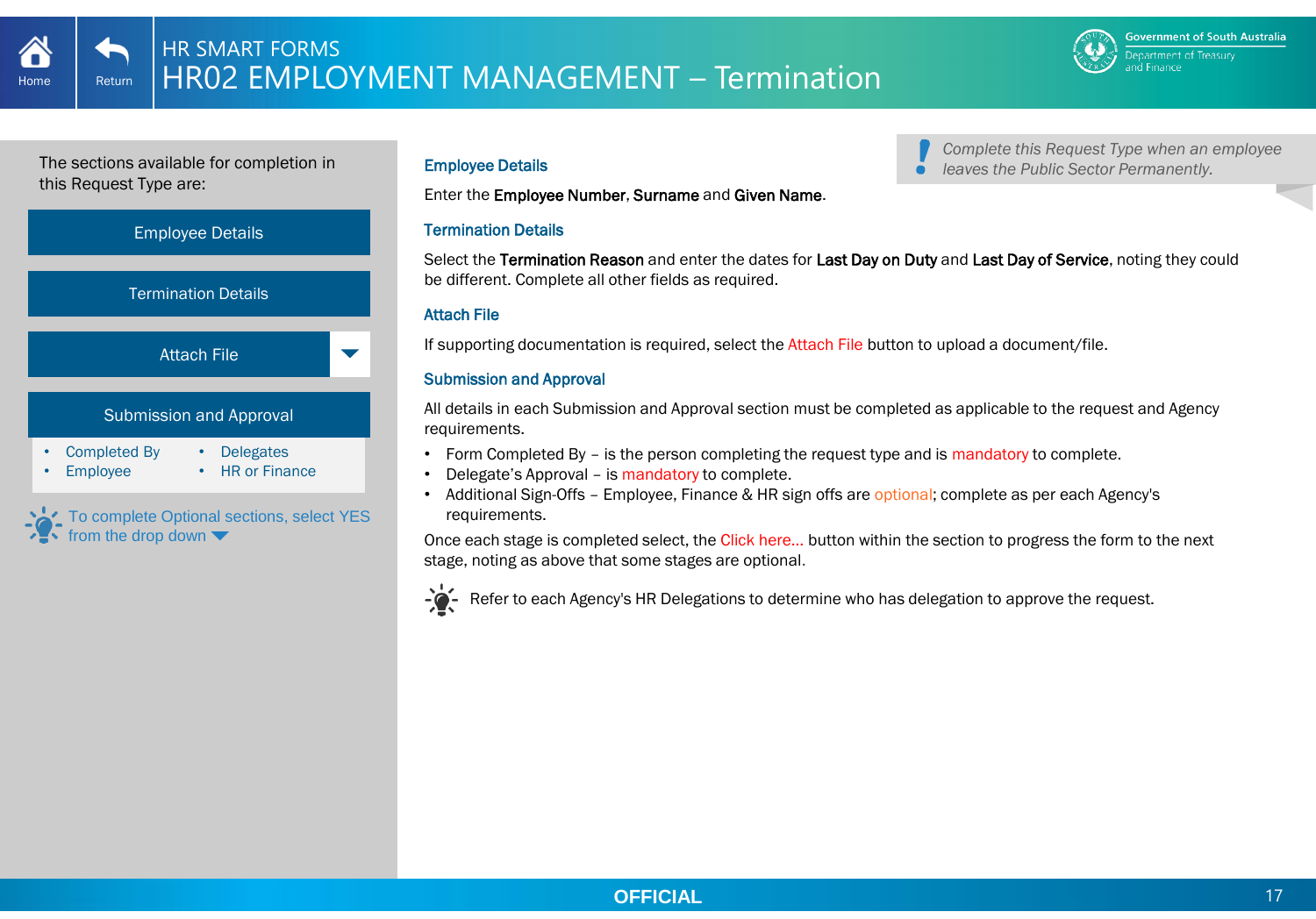# HR SMART FORMS
# HR02 EMPLOYMENT MANAGEMENT – Termination

The sections available for completion in this Request Type are:

- Employee Details
- Termination Details
- Attach File
- Submission and Approval
  - Completed By
  - Employee
  - Delegates
  - HR or Finance

To complete Optional sections, select YES from the drop down

*Complete this Request Type when an employee leaves the Public Sector Permanently.*

### Employee Details

Enter the **Employee Number**, **Surname** and **Given Name**.

### Termination Details

Select the **Termination Reason** and enter the dates for **Last Day on Duty** and **Last Day of Service**, noting they could be different. Complete all other fields as required.

### Attach File

If supporting documentation is required, select the Attach File button to upload a document/file.

### Submission and Approval

All details in each Submission and Approval section must be completed as applicable to the request and Agency requirements.

- Form Completed By – is the person completing the request type and is mandatory to complete.
- Delegate's Approval – is mandatory to complete.
- Additional Sign-Offs – Employee, Finance & HR sign offs are optional; complete as per each Agency's requirements.

Once each stage is completed select, the Click here... button within the section to progress the form to the next stage, noting as above that some stages are optional.

Refer to each Agency's HR Delegations to determine who has delegation to approve the request.

OFFICIAL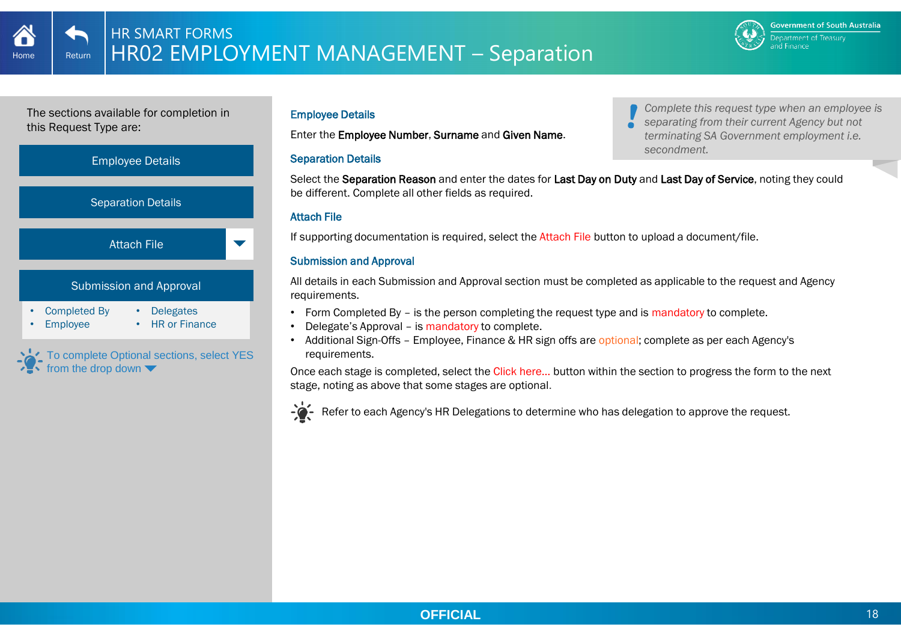# HR SMART FORMS

# HR02 EMPLOYMENT MANAGEMENT – Separation

The sections available for completion in this Request Type are:

- Employee Details
- Separation Details
- Attach File
- Submission and Approval
  - Completed By
  - Employee
  - Delegates
  - HR or Finance

To complete Optional sections, select YES from the drop down

*Complete this request type when an employee is separating from their current Agency but not terminating SA Government employment i.e. secondment.*

### Employee Details

Enter the **Employee Number**, **Surname** and **Given Name**.

### Separation Details

Select the **Separation Reason** and enter the dates for **Last Day on Duty** and **Last Day of Service**, noting they could be different. Complete all other fields as required.

### Attach File

If supporting documentation is required, select the Attach File button to upload a document/file.

### Submission and Approval

All details in each Submission and Approval section must be completed as applicable to the request and Agency requirements.

- Form Completed By – is the person completing the request type and is mandatory to complete.
- Delegate's Approval – is mandatory to complete.
- Additional Sign-Offs – Employee, Finance & HR sign offs are optional; complete as per each Agency's requirements.

Once each stage is completed, select the Click here... button within the section to progress the form to the next stage, noting as above that some stages are optional.

Refer to each Agency's HR Delegations to determine who has delegation to approve the request.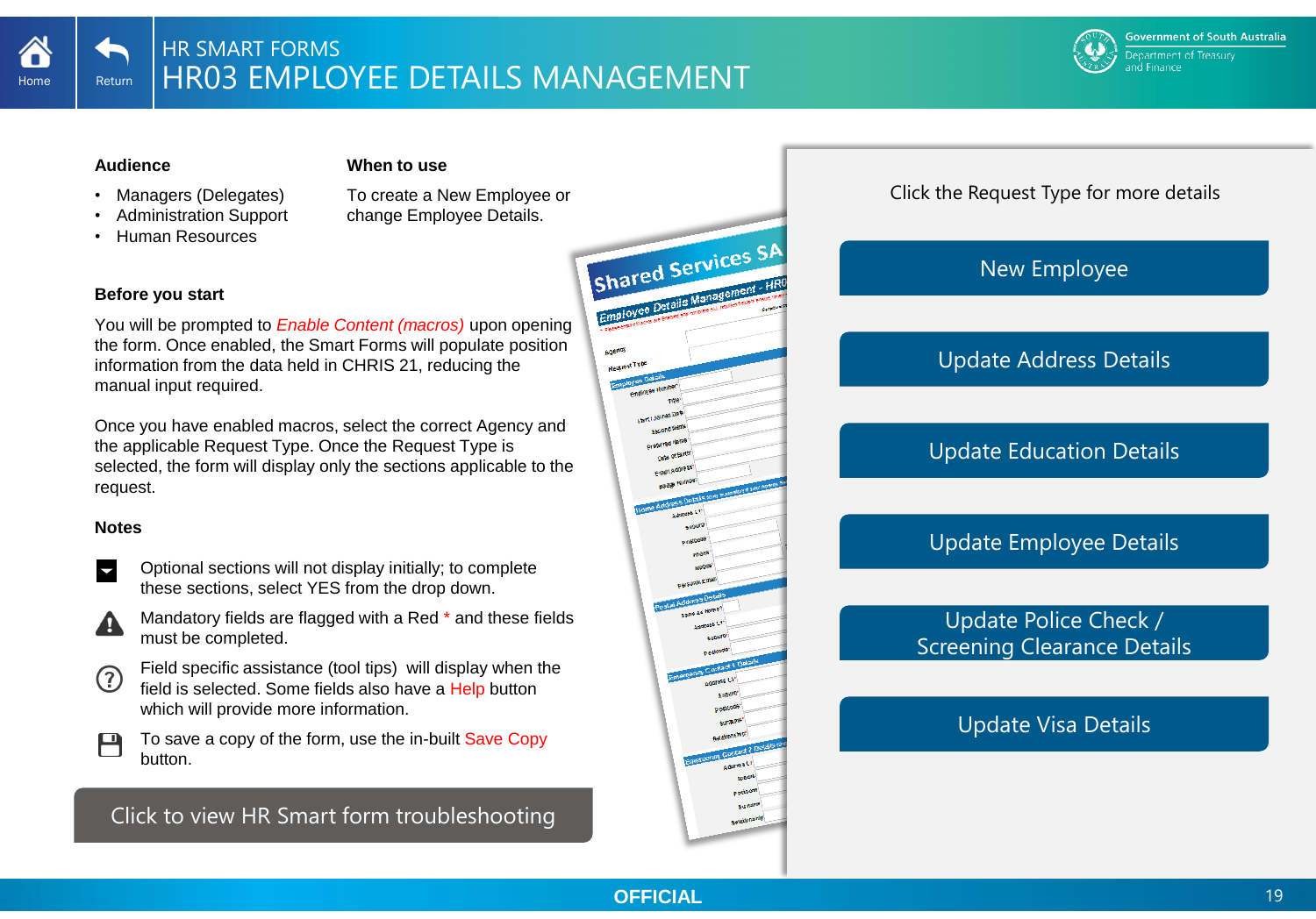# HR SMART FORMS

# HR03 EMPLOYEE DETAILS MANAGEMENT

### Audience

- Managers (Delegates)
- Administration Support
- Human Resources

### When to use

To create a New Employee or change Employee Details.

### Before you start

You will be prompted to *Enable Content (macros)* upon opening the form. Once enabled, the Smart Forms will populate position information from the data held in CHRIS 21, reducing the manual input required.

Once you have enabled macros, select the correct Agency and the applicable Request Type. Once the Request Type is selected, the form will display only the sections applicable to the request.

### Notes

- Optional sections will not display initially; to complete these sections, select YES from the drop down.
- Mandatory fields are flagged with a Red * and these fields must be completed.
- Field specific assistance (tool tips) will display when the field is selected. Some fields also have a Help button which will provide more information.
- To save a copy of the form, use the in-built Save Copy button.

Click to view HR Smart form troubleshooting

Click the Request Type for more details

- New Employee
- Update Address Details
- Update Education Details
- Update Employee Details
- Update Police Check / Screening Clearance Details
- Update Visa Details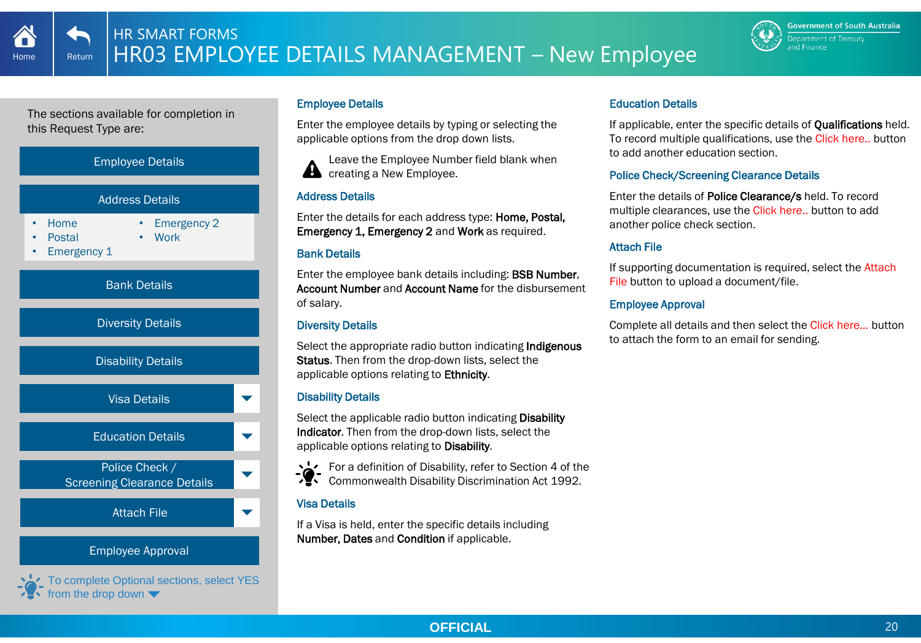# HR SMART FORMS

# HR03 EMPLOYEE DETAILS MANAGEMENT – New Employee

The sections available for completion in this Request Type are:

- Employee Details
- Address Details
  - Home
  - Postal
  - Emergency 1
  - Emergency 2
  - Work
- Bank Details
- Diversity Details
- Disability Details
- Visa Details
- Education Details
- Police Check / Screening Clearance Details
- Attach File
- Employee Approval

To complete Optional sections, select YES from the drop down

### Employee Details

Enter the employee details by typing or selecting the applicable options from the drop down lists.

Leave the Employee Number field blank when creating a New Employee.

### Address Details

Enter the details for each address type: **Home, Postal, Emergency 1, Emergency 2** and **Work** as required.

### Bank Details

Enter the employee bank details including: **BSB Number**, **Account Number** and **Account Name** for the disbursement of salary.

### Diversity Details

Select the appropriate radio button indicating **Indigenous Status**. Then from the drop-down lists, select the applicable options relating to **Ethnicity**.

### Disability Details

Select the applicable radio button indicating **Disability Indicator**. Then from the drop-down lists, select the applicable options relating to **Disability**.

For a definition of Disability, refer to Section 4 of the Commonwealth Disability Discrimination Act 1992.

### Visa Details

If a Visa is held, enter the specific details including **Number, Dates** and **Condition** if applicable.

### Education Details

If applicable, enter the specific details of **Qualifications** held. To record multiple qualifications, use the Click here.. button to add another education section.

### Police Check/Screening Clearance Details

Enter the details of **Police Clearance/s** held. To record multiple clearances, use the Click here.. button to add another police check section.

### Attach File

If supporting documentation is required, select the Attach File button to upload a document/file.

### Employee Approval

Complete all details and then select the Click here... button to attach the form to an email for sending.

OFFICIAL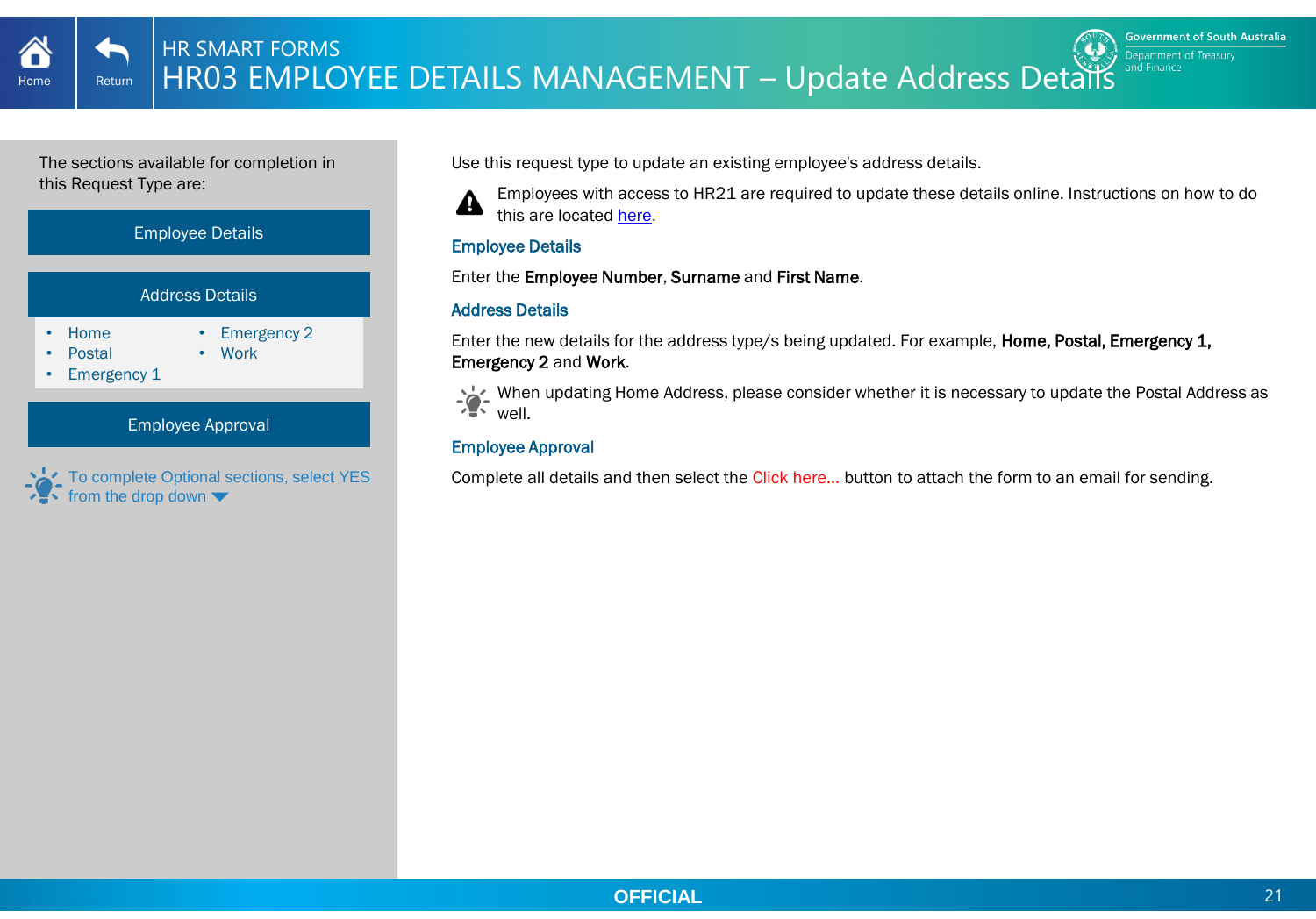# HR SMART FORMS

# HR03 EMPLOYEE DETAILS MANAGEMENT – Update Address Details

The sections available for completion in this Request Type are:

**Employee Details**

**Address Details**

- Home
- Postal
- Emergency 1
- Emergency 2
- Work

**Employee Approval**

To complete Optional sections, select YES from the drop down

Use this request type to update an existing employee's address details.

Employees with access to HR21 are required to update these details online. Instructions on how to do this are located here.

### Employee Details

Enter the **Employee Number**, **Surname** and **First Name**.

### Address Details

Enter the new details for the address type/s being updated. For example, **Home, Postal, Emergency 1, Emergency 2** and **Work**.

When updating Home Address, please consider whether it is necessary to update the Postal Address as well.

### Employee Approval

Complete all details and then select the Click here... button to attach the form to an email for sending.

OFFICIAL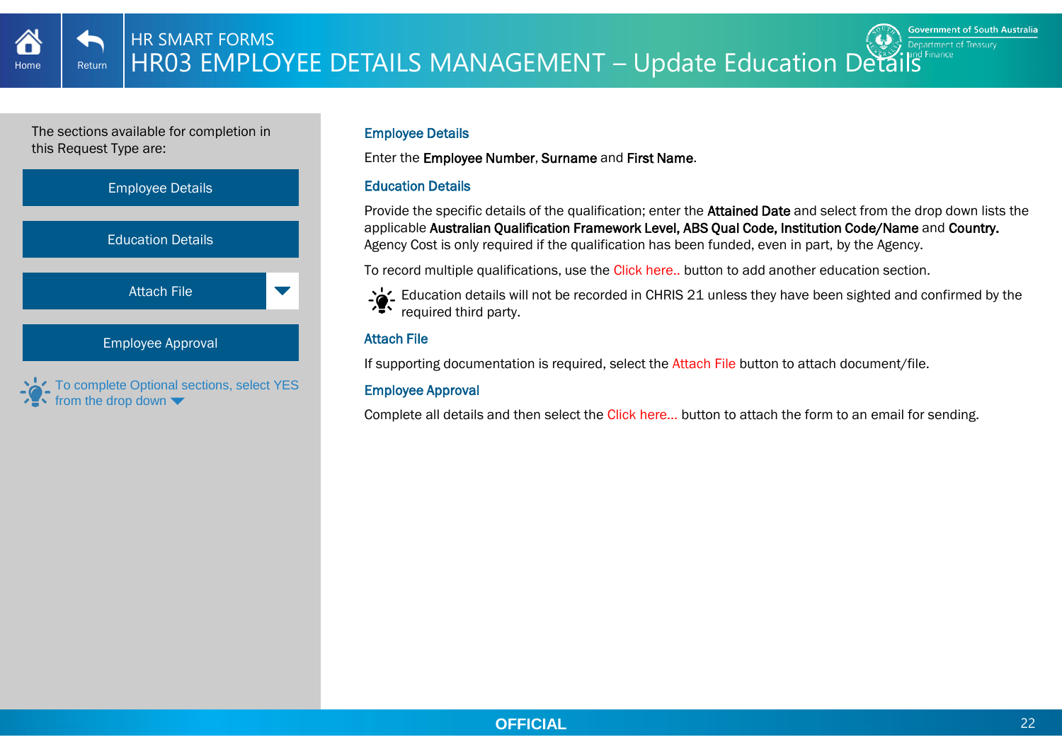# HR SMART FORMS

# HR03 EMPLOYEE DETAILS MANAGEMENT – Update Education Details

The sections available for completion in this Request Type are:

- Employee Details
- Education Details
- Attach File
- Employee Approval

To complete Optional sections, select YES from the drop down

## Employee Details

Enter the **Employee Number**, **Surname** and **First Name**.

## Education Details

Provide the specific details of the qualification; enter the **Attained Date** and select from the drop down lists the applicable **Australian Qualification Framework Level, ABS Qual Code, Institution Code/Name** and **Country.** Agency Cost is only required if the qualification has been funded, even in part, by the Agency.

To record multiple qualifications, use the Click here.. button to add another education section.

Education details will not be recorded in CHRIS 21 unless they have been sighted and confirmed by the required third party.

## Attach File

If supporting documentation is required, select the Attach File button to attach document/file.

## Employee Approval

Complete all details and then select the Click here... button to attach the form to an email for sending.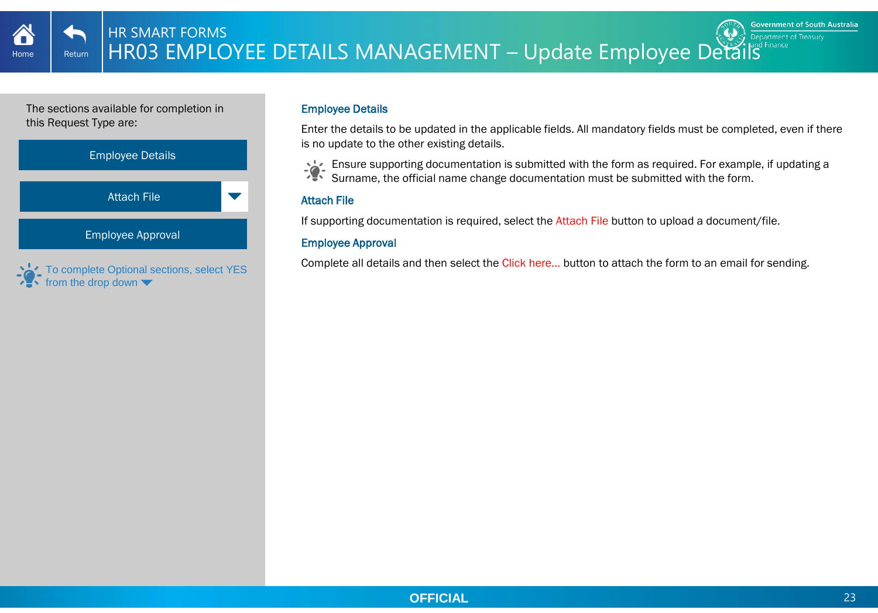HR SMART FORMS

# HR03 EMPLOYEE DETAILS MANAGEMENT – Update Employee Details

The sections available for completion in this Request Type are:

- Employee Details
- Attach File
- Employee Approval

To complete Optional sections, select YES from the drop down

## Employee Details

Enter the details to be updated in the applicable fields. All mandatory fields must be completed, even if there is no update to the other existing details.

Ensure supporting documentation is submitted with the form as required. For example, if updating a Surname, the official name change documentation must be submitted with the form.

## Attach File

If supporting documentation is required, select the Attach File button to upload a document/file.

## Employee Approval

Complete all details and then select the Click here... button to attach the form to an email for sending.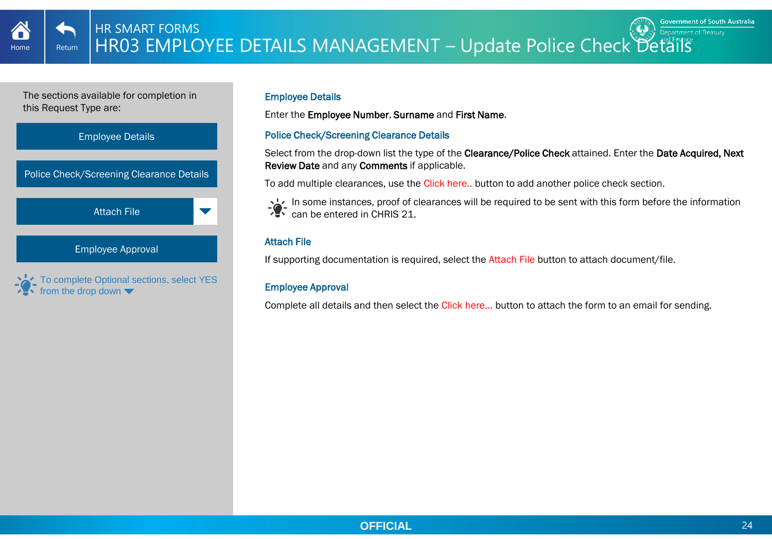# HR SMART FORMS

# HR03 EMPLOYEE DETAILS MANAGEMENT – Update Police Check Details

The sections available for completion in this Request Type are:

- Employee Details
- Police Check/Screening Clearance Details
- Attach File
- Employee Approval

To complete Optional sections, select YES from the drop down

## Employee Details

Enter the **Employee Number**, **Surname** and **First Name**.

## Police Check/Screening Clearance Details

Select from the drop-down list the type of the **Clearance/Police Check** attained. Enter the **Date Acquired, Next Review Date** and any **Comments** if applicable.

To add multiple clearances, use the Click here.. button to add another police check section.

In some instances, proof of clearances will be required to be sent with this form before the information can be entered in CHRIS 21.

## Attach File

If supporting documentation is required, select the Attach File button to attach document/file.

## Employee Approval

Complete all details and then select the Click here... button to attach the form to an email for sending.

OFFICIAL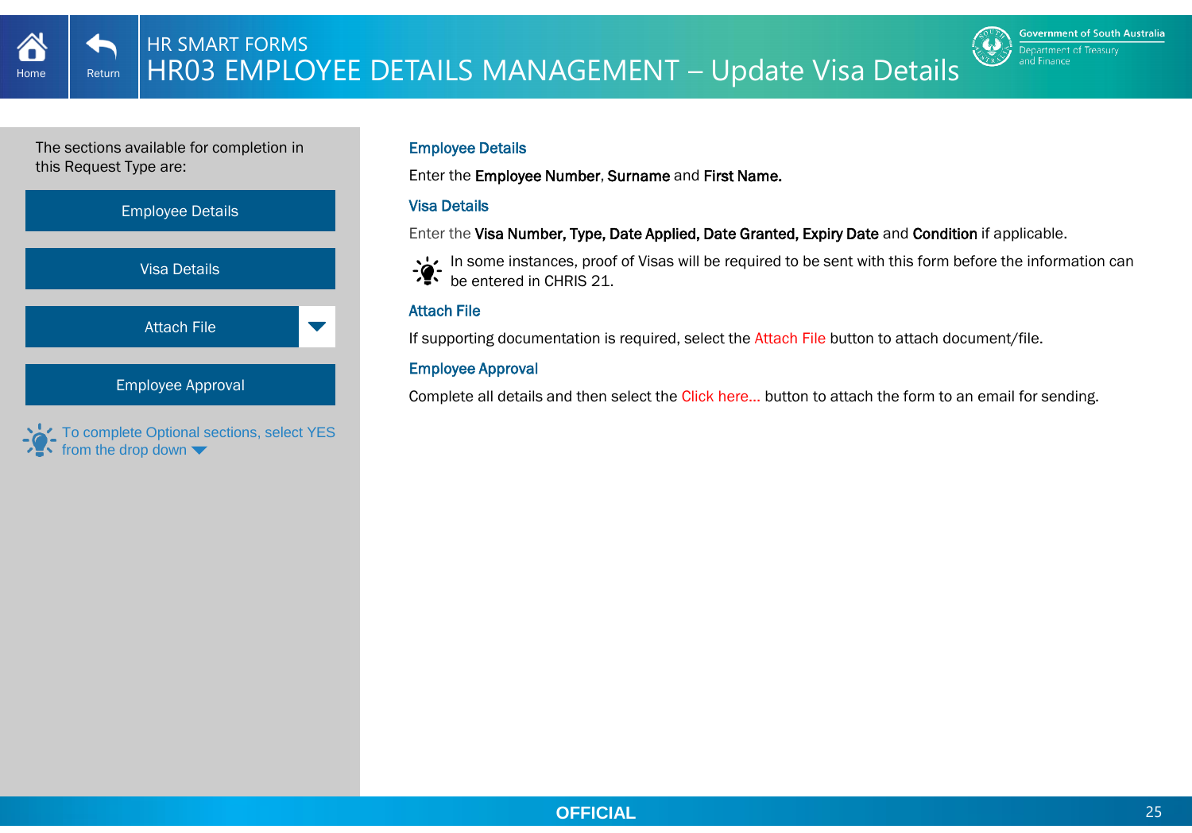Home | Return

# HR SMART FORMS

## HR03 EMPLOYEE DETAILS MANAGEMENT – Update Visa Details

Government of South Australia
Department of Treasury and Finance

The sections available for completion in this Request Type are:

- Employee Details
- Visa Details
- Attach File
- Employee Approval

To complete Optional sections, select YES from the drop down

### Employee Details

Enter the **Employee Number**, **Surname** and **First Name.**

### Visa Details

Enter the **Visa Number, Type, Date Applied, Date Granted, Expiry Date** and **Condition** if applicable.

In some instances, proof of Visas will be required to be sent with this form before the information can be entered in CHRIS 21.

### Attach File

If supporting documentation is required, select the Attach File button to attach document/file.

### Employee Approval

Complete all details and then select the Click here... button to attach the form to an email for sending.

**OFFICIAL**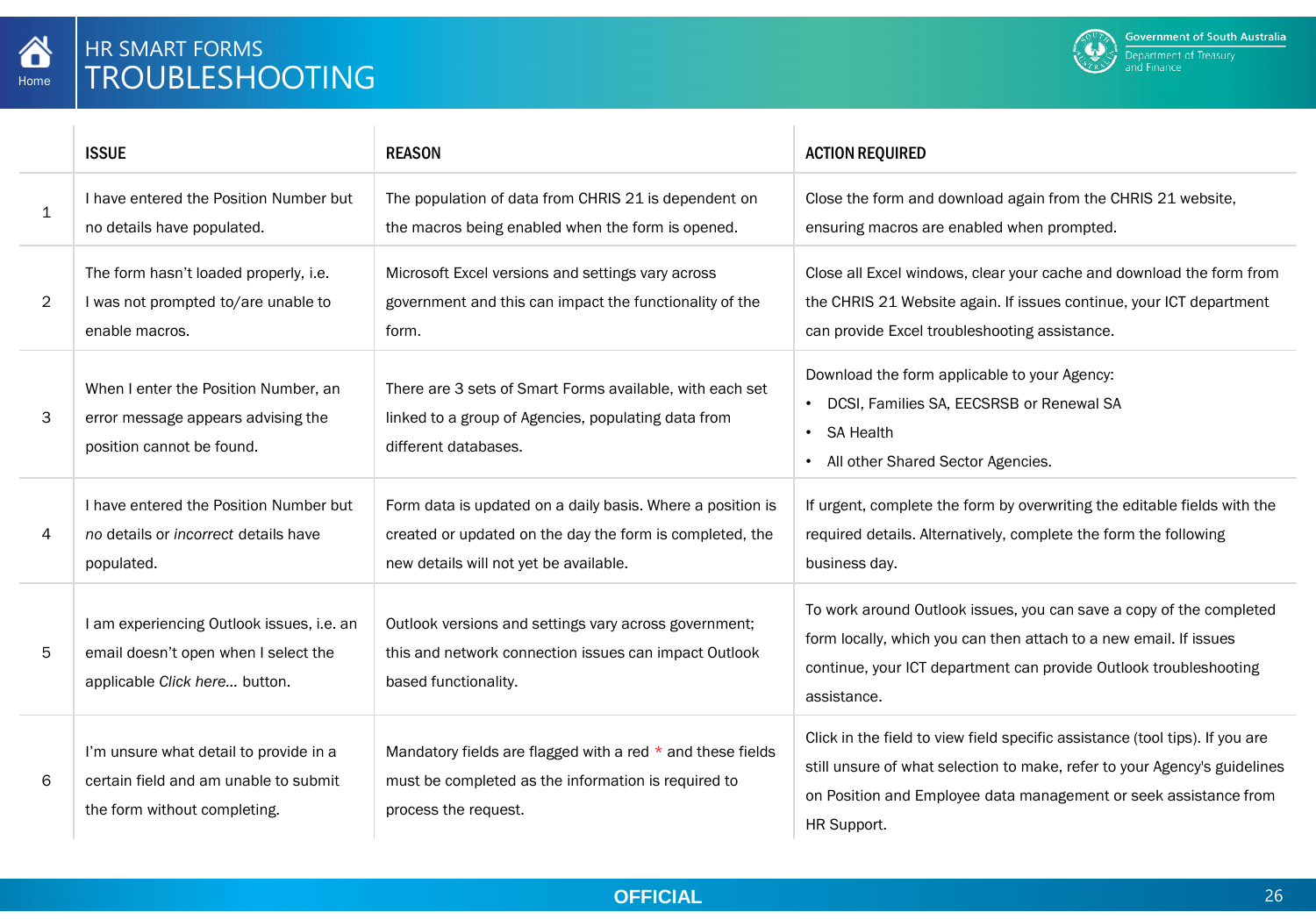# HR SMART FORMS TROUBLESHOOTING

| | ISSUE | REASON | ACTION REQUIRED |
|---|---|---|---|
| 1 | I have entered the Position Number but no details have populated. | The population of data from CHRIS 21 is dependent on the macros being enabled when the form is opened. | Close the form and download again from the CHRIS 21 website, ensuring macros are enabled when prompted. |
| 2 | The form hasn't loaded properly, i.e. I was not prompted to/are unable to enable macros. | Microsoft Excel versions and settings vary across government and this can impact the functionality of the form. | Close all Excel windows, clear your cache and download the form from the CHRIS 21 Website again. If issues continue, your ICT department can provide Excel troubleshooting assistance. |
| 3 | When I enter the Position Number, an error message appears advising the position cannot be found. | There are 3 sets of Smart Forms available, with each set linked to a group of Agencies, populating data from different databases. | Download the form applicable to your Agency:<br>• DCSI, Families SA, EECSRSB or Renewal SA<br>• SA Health<br>• All other Shared Sector Agencies. |
| 4 | I have entered the Position Number but *no* details or *incorrect* details have populated. | Form data is updated on a daily basis. Where a position is created or updated on the day the form is completed, the new details will not yet be available. | If urgent, complete the form by overwriting the editable fields with the required details. Alternatively, complete the form the following business day. |
| 5 | I am experiencing Outlook issues, i.e. an email doesn't open when I select the applicable *Click here...* button. | Outlook versions and settings vary across government; this and network connection issues can impact Outlook based functionality. | To work around Outlook issues, you can save a copy of the completed form locally, which you can then attach to a new email. If issues continue, your ICT department can provide Outlook troubleshooting assistance. |
| 6 | I'm unsure what detail to provide in a certain field and am unable to submit the form without completing. | Mandatory fields are flagged with a red * and these fields must be completed as the information is required to process the request. | Click in the field to view field specific assistance (tool tips). If you are still unsure of what selection to make, refer to your Agency's guidelines on Position and Employee data management or seek assistance from HR Support. |

OFFICIAL